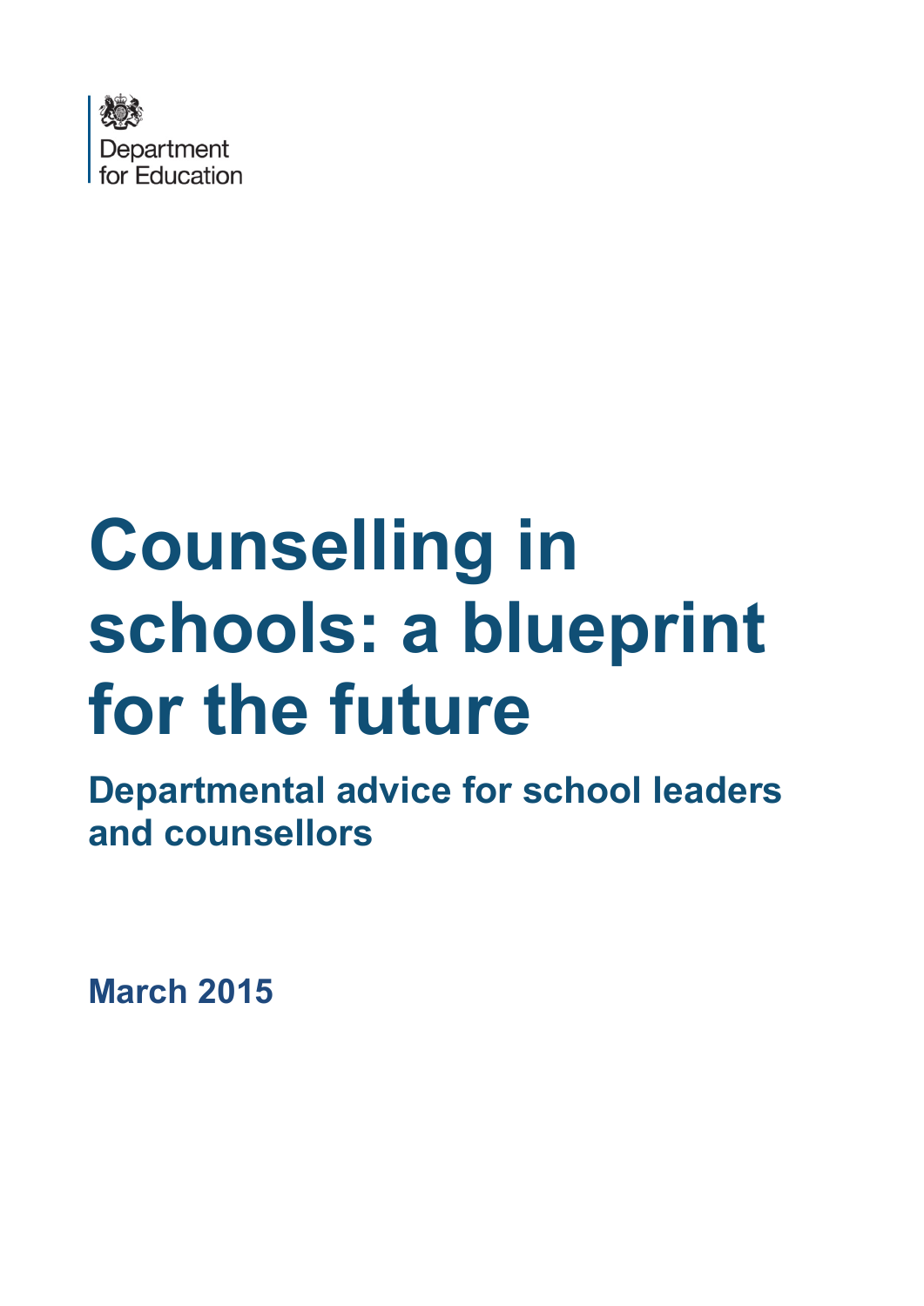Department for Education

# Counselling in schools: a blueprint for the future

## Departmental advice for school leaders and counsellors

**March 2015**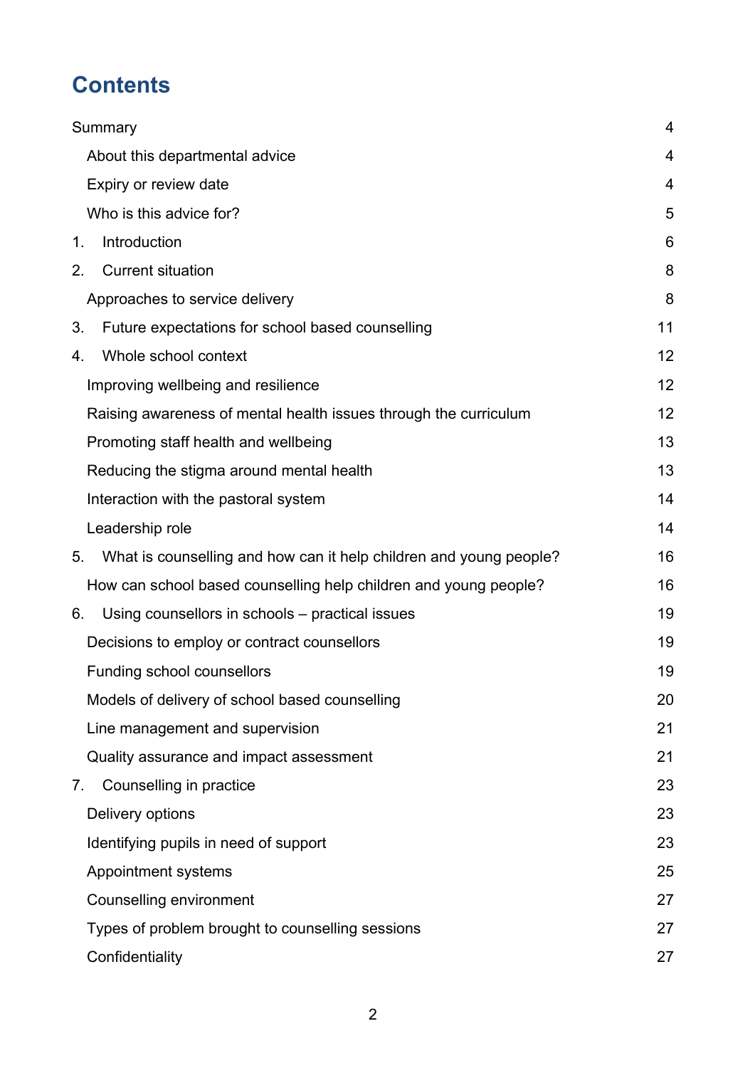# Contents

Summary 4

About this departmental advice 4

Expiry or review date 4

Who is this advice for? 5

1. Introduction 6

2. Current situation 8

Approaches to service delivery 8

3. Future expectations for school based counselling 11

4. Whole school context 12

Improving wellbeing and resilience 12

Raising awareness of mental health issues through the curriculum 12

Promoting staff health and wellbeing 13

Reducing the stigma around mental health 13

Interaction with the pastoral system 14

Leadership role 14

5. What is counselling and how can it help children and young people? 16

How can school based counselling help children and young people? 16

6. Using counsellors in schools – practical issues 19

Decisions to employ or contract counsellors 19

Funding school counsellors 19

Models of delivery of school based counselling 20

Line management and supervision 21

Quality assurance and impact assessment 21

7. Counselling in practice 23

Delivery options 23

Identifying pupils in need of support 23

Appointment systems 25

Counselling environment 27

Types of problem brought to counselling sessions 27

Confidentiality 27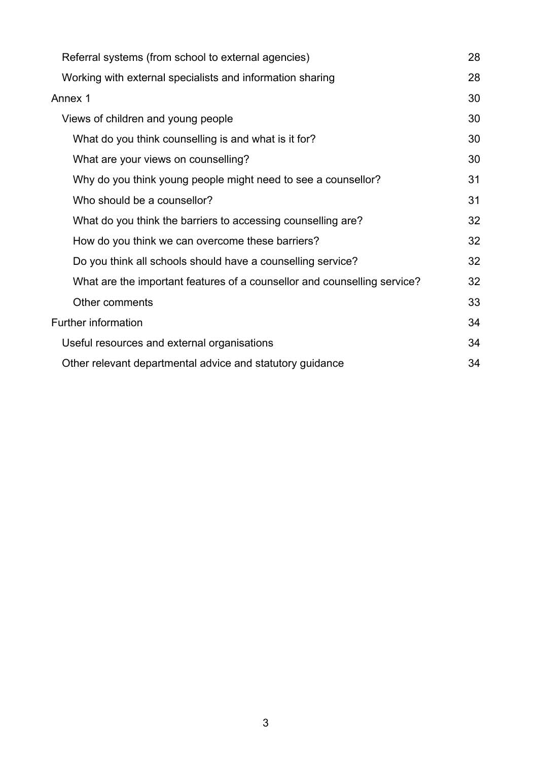- Referral systems (from school to external agencies) 28
- Working with external specialists and information sharing 28

Annex 1 30

- Views of children and young people 30
  - What do you think counselling is and what is it for? 30
  - What are your views on counselling? 30
  - Why do you think young people might need to see a counsellor? 31
  - Who should be a counsellor? 31
  - What do you think the barriers to accessing counselling are? 32
  - How do you think we can overcome these barriers? 32
  - Do you think all schools should have a counselling service? 32
  - What are the important features of a counsellor and counselling service? 32
  - Other comments 33

Further information 34

- Useful resources and external organisations 34
- Other relevant departmental advice and statutory guidance 34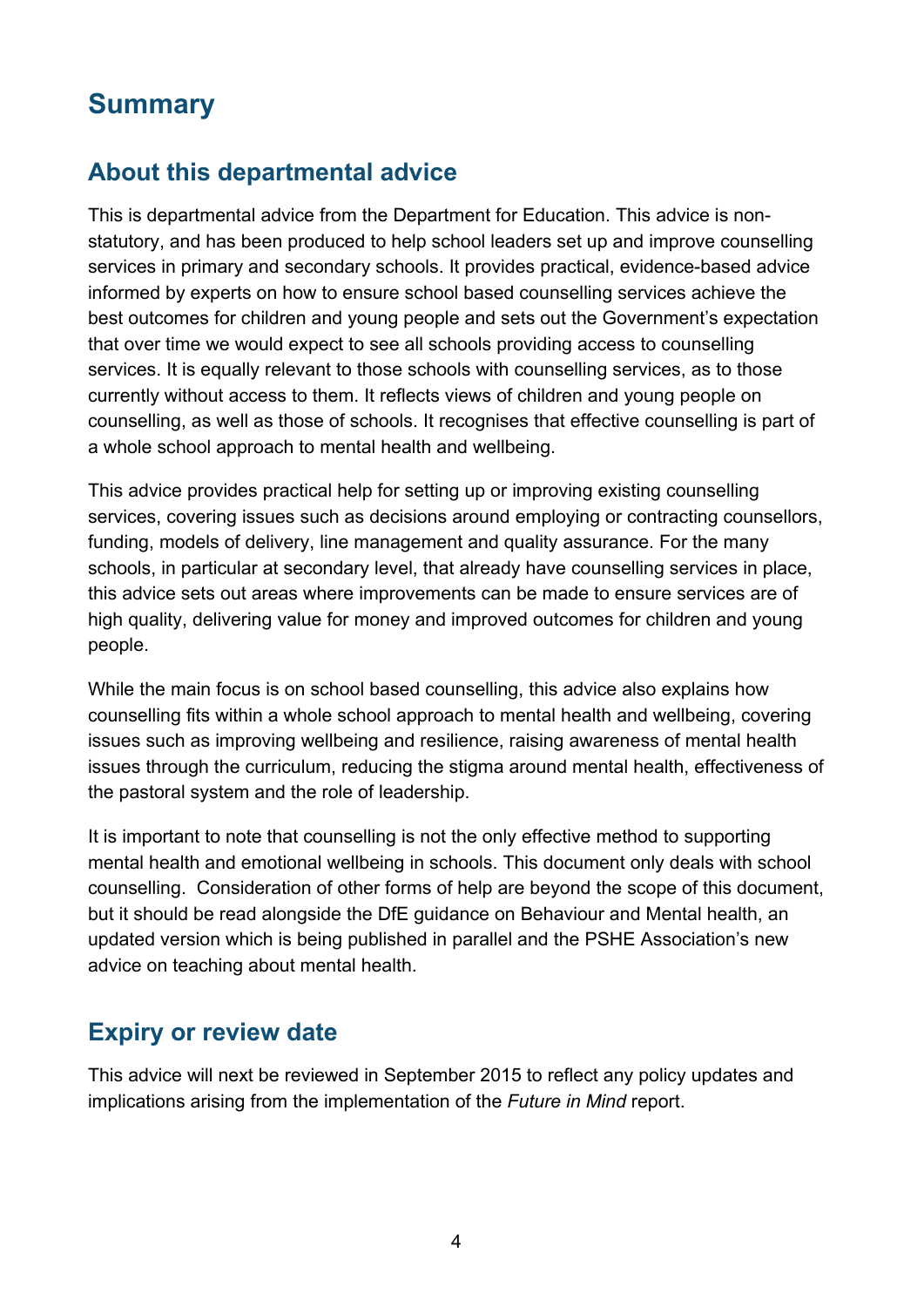# Summary

## About this departmental advice

This is departmental advice from the Department for Education. This advice is non-statutory, and has been produced to help school leaders set up and improve counselling services in primary and secondary schools. It provides practical, evidence-based advice informed by experts on how to ensure school based counselling services achieve the best outcomes for children and young people and sets out the Government's expectation that over time we would expect to see all schools providing access to counselling services. It is equally relevant to those schools with counselling services, as to those currently without access to them. It reflects views of children and young people on counselling, as well as those of schools. It recognises that effective counselling is part of a whole school approach to mental health and wellbeing.

This advice provides practical help for setting up or improving existing counselling services, covering issues such as decisions around employing or contracting counsellors, funding, models of delivery, line management and quality assurance. For the many schools, in particular at secondary level, that already have counselling services in place, this advice sets out areas where improvements can be made to ensure services are of high quality, delivering value for money and improved outcomes for children and young people.

While the main focus is on school based counselling, this advice also explains how counselling fits within a whole school approach to mental health and wellbeing, covering issues such as improving wellbeing and resilience, raising awareness of mental health issues through the curriculum, reducing the stigma around mental health, effectiveness of the pastoral system and the role of leadership.

It is important to note that counselling is not the only effective method to supporting mental health and emotional wellbeing in schools. This document only deals with school counselling. Consideration of other forms of help are beyond the scope of this document, but it should be read alongside the DfE guidance on Behaviour and Mental health, an updated version which is being published in parallel and the PSHE Association's new advice on teaching about mental health.

## Expiry or review date

This advice will next be reviewed in September 2015 to reflect any policy updates and implications arising from the implementation of the *Future in Mind* report.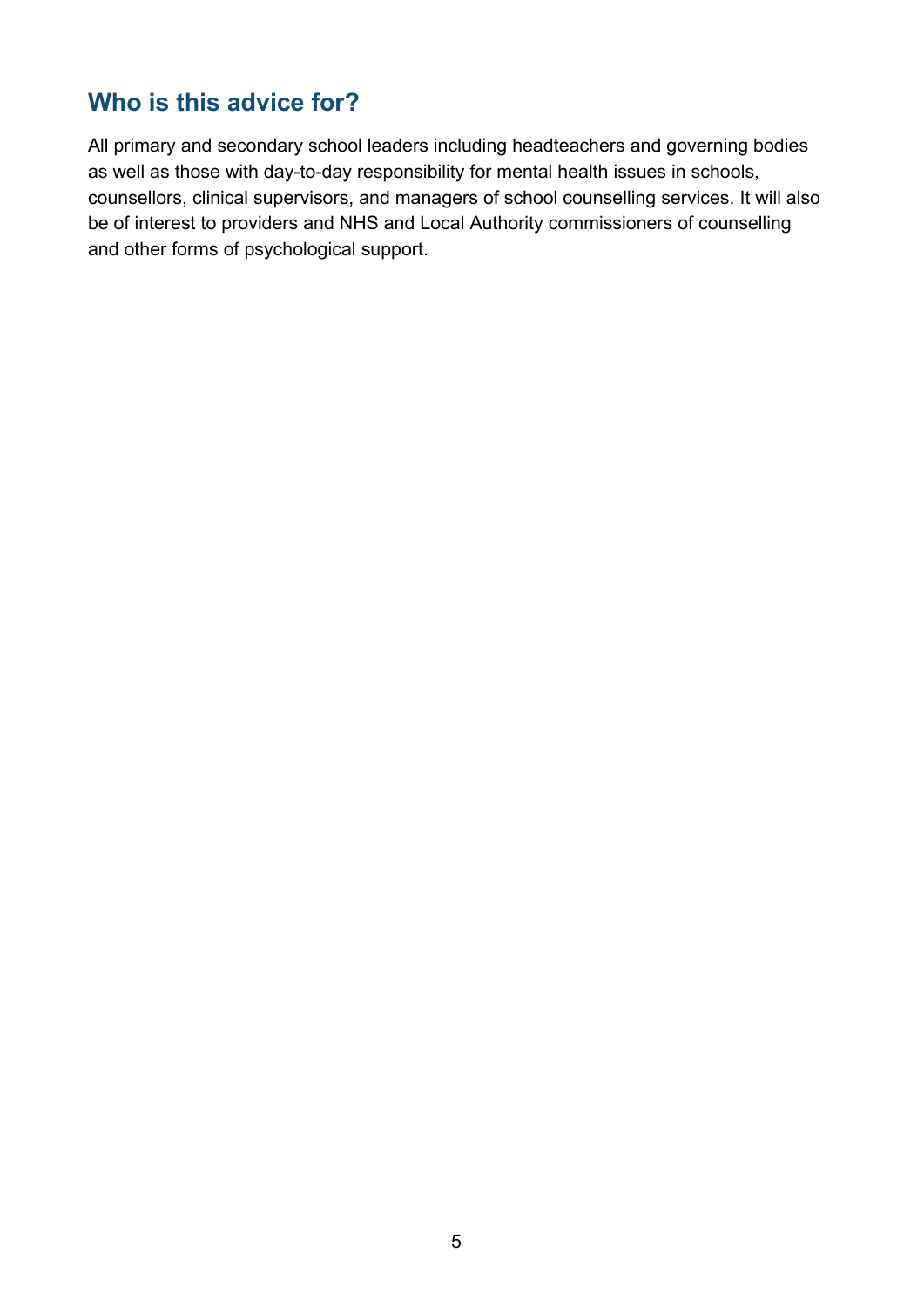## Who is this advice for?

All primary and secondary school leaders including headteachers and governing bodies as well as those with day-to-day responsibility for mental health issues in schools, counsellors, clinical supervisors, and managers of school counselling services. It will also be of interest to providers and NHS and Local Authority commissioners of counselling and other forms of psychological support.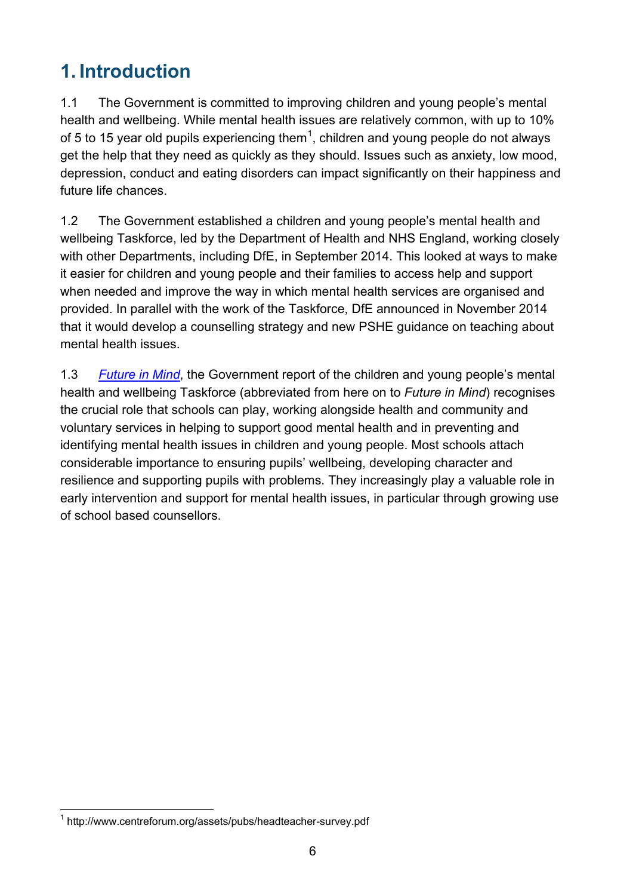# 1. Introduction

1.1 The Government is committed to improving children and young people's mental health and wellbeing. While mental health issues are relatively common, with up to 10% of 5 to 15 year old pupils experiencing them[1], children and young people do not always get the help that they need as quickly as they should. Issues such as anxiety, low mood, depression, conduct and eating disorders can impact significantly on their happiness and future life chances.

1.2 The Government established a children and young people's mental health and wellbeing Taskforce, led by the Department of Health and NHS England, working closely with other Departments, including DfE, in September 2014. This looked at ways to make it easier for children and young people and their families to access help and support when needed and improve the way in which mental health services are organised and provided. In parallel with the work of the Taskforce, DfE announced in November 2014 that it would develop a counselling strategy and new PSHE guidance on teaching about mental health issues.

1.3 *Future in Mind*, the Government report of the children and young people's mental health and wellbeing Taskforce (abbreviated from here on to *Future in Mind*) recognises the crucial role that schools can play, working alongside health and community and voluntary services in helping to support good mental health and in preventing and identifying mental health issues in children and young people. Most schools attach considerable importance to ensuring pupils' wellbeing, developing character and resilience and supporting pupils with problems. They increasingly play a valuable role in early intervention and support for mental health issues, in particular through growing use of school based counsellors.

---

[1] http://www.centreforum.org/assets/pubs/headteacher-survey.pdf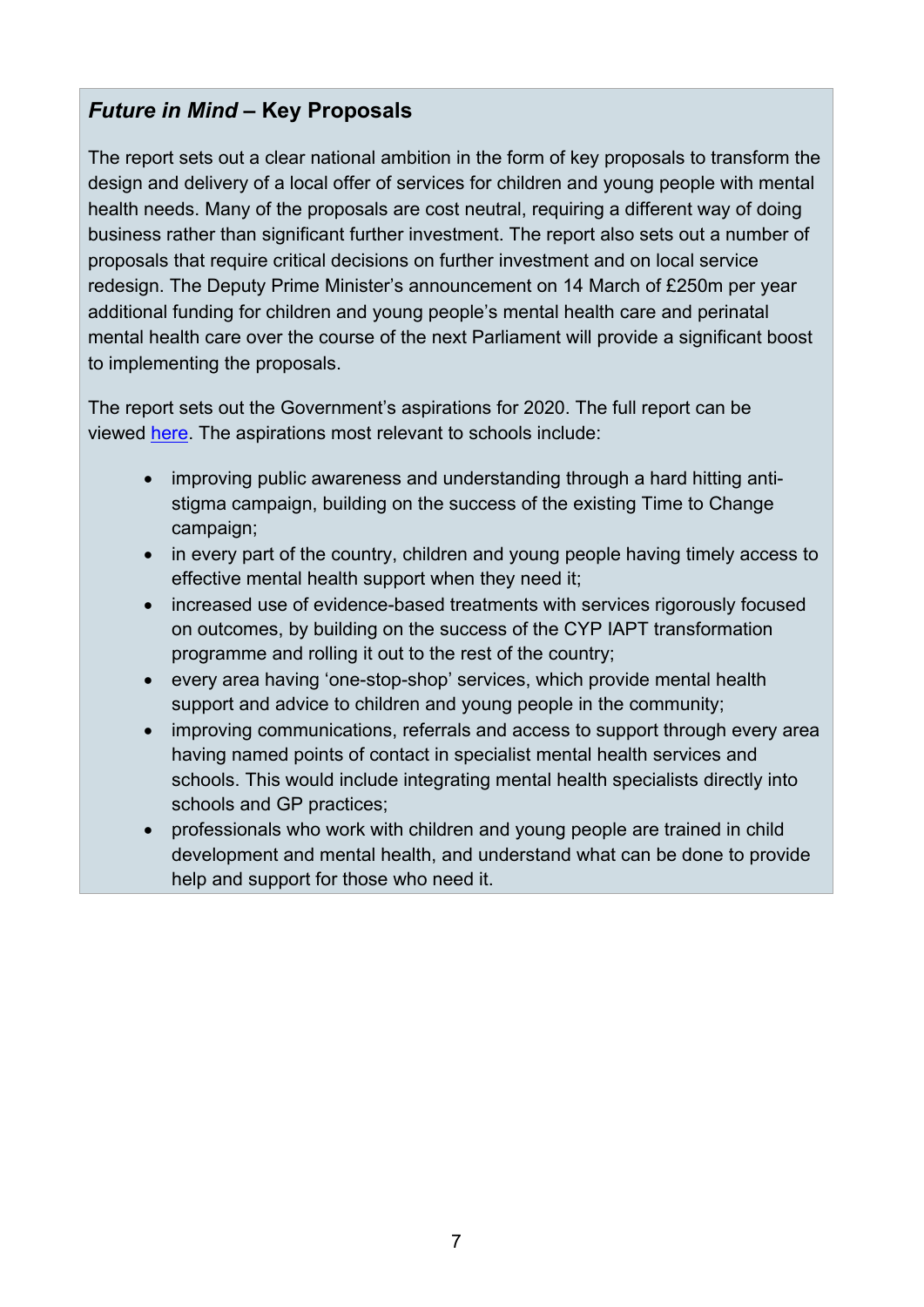### *Future in Mind* – Key Proposals

The report sets out a clear national ambition in the form of key proposals to transform the design and delivery of a local offer of services for children and young people with mental health needs. Many of the proposals are cost neutral, requiring a different way of doing business rather than significant further investment. The report also sets out a number of proposals that require critical decisions on further investment and on local service redesign. The Deputy Prime Minister's announcement on 14 March of £250m per year additional funding for children and young people's mental health care and perinatal mental health care over the course of the next Parliament will provide a significant boost to implementing the proposals.

The report sets out the Government's aspirations for 2020. The full report can be viewed here. The aspirations most relevant to schools include:

- improving public awareness and understanding through a hard hitting anti-stigma campaign, building on the success of the existing Time to Change campaign;
- in every part of the country, children and young people having timely access to effective mental health support when they need it;
- increased use of evidence-based treatments with services rigorously focused on outcomes, by building on the success of the CYP IAPT transformation programme and rolling it out to the rest of the country;
- every area having 'one-stop-shop' services, which provide mental health support and advice to children and young people in the community;
- improving communications, referrals and access to support through every area having named points of contact in specialist mental health services and schools. This would include integrating mental health specialists directly into schools and GP practices;
- professionals who work with children and young people are trained in child development and mental health, and understand what can be done to provide help and support for those who need it.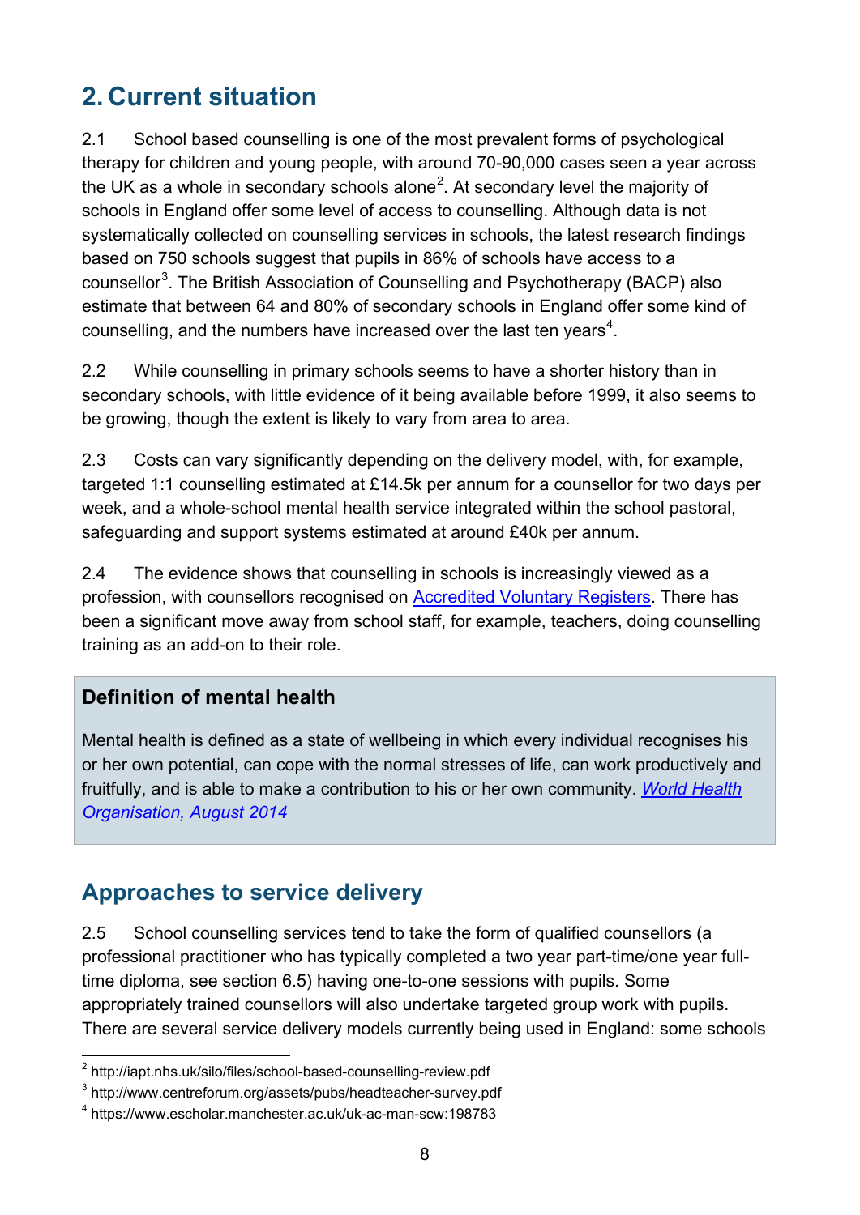# 2. Current situation

2.1 School based counselling is one of the most prevalent forms of psychological therapy for children and young people, with around 70-90,000 cases seen a year across the UK as a whole in secondary schools alone[2]. At secondary level the majority of schools in England offer some level of access to counselling. Although data is not systematically collected on counselling services in schools, the latest research findings based on 750 schools suggest that pupils in 86% of schools have access to a counsellor[3]. The British Association of Counselling and Psychotherapy (BACP) also estimate that between 64 and 80% of secondary schools in England offer some kind of counselling, and the numbers have increased over the last ten years[4].

2.2 While counselling in primary schools seems to have a shorter history than in secondary schools, with little evidence of it being available before 1999, it also seems to be growing, though the extent is likely to vary from area to area.

2.3 Costs can vary significantly depending on the delivery model, with, for example, targeted 1:1 counselling estimated at £14.5k per annum for a counsellor for two days per week, and a whole-school mental health service integrated within the school pastoral, safeguarding and support systems estimated at around £40k per annum.

2.4 The evidence shows that counselling in schools is increasingly viewed as a profession, with counsellors recognised on [Accredited Voluntary Registers](). There has been a significant move away from school staff, for example, teachers, doing counselling training as an add-on to their role.

> **Definition of mental health**
>
> Mental health is defined as a state of wellbeing in which every individual recognises his or her own potential, can cope with the normal stresses of life, can work productively and fruitfully, and is able to make a contribution to his or her own community. *[World Health Organisation, August 2014]()*

## Approaches to service delivery

2.5 School counselling services tend to take the form of qualified counsellors (a professional practitioner who has typically completed a two year part-time/one year full-time diploma, see section 6.5) having one-to-one sessions with pupils. Some appropriately trained counsellors will also undertake targeted group work with pupils. There are several service delivery models currently being used in England: some schools

---

[2] http://iapt.nhs.uk/silo/files/school-based-counselling-review.pdf

[3] http://www.centreforum.org/assets/pubs/headteacher-survey.pdf

[4] https://www.escholar.manchester.ac.uk/uk-ac-man-scw:198783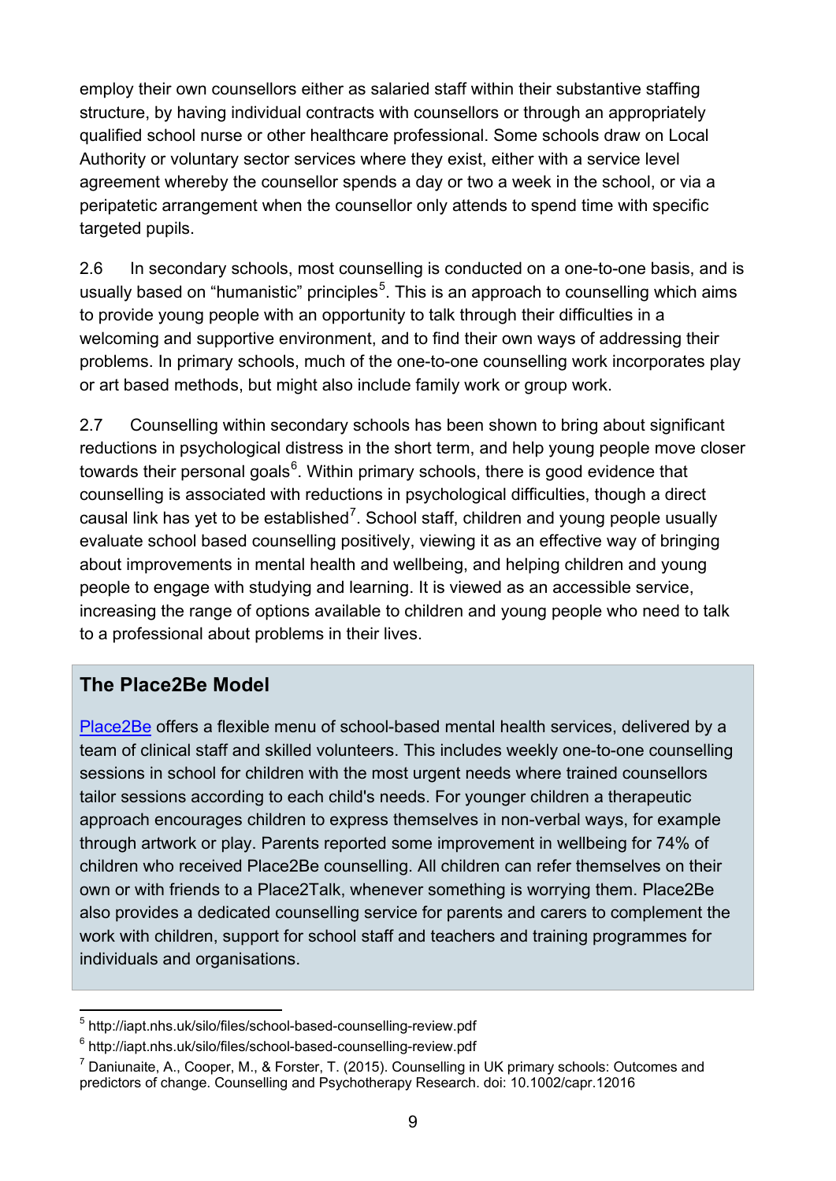employ their own counsellors either as salaried staff within their substantive staffing structure, by having individual contracts with counsellors or through an appropriately qualified school nurse or other healthcare professional. Some schools draw on Local Authority or voluntary sector services where they exist, either with a service level agreement whereby the counsellor spends a day or two a week in the school, or via a peripatetic arrangement when the counsellor only attends to spend time with specific targeted pupils.

2.6 In secondary schools, most counselling is conducted on a one-to-one basis, and is usually based on "humanistic" principles[5]. This is an approach to counselling which aims to provide young people with an opportunity to talk through their difficulties in a welcoming and supportive environment, and to find their own ways of addressing their problems. In primary schools, much of the one-to-one counselling work incorporates play or art based methods, but might also include family work or group work.

2.7 Counselling within secondary schools has been shown to bring about significant reductions in psychological distress in the short term, and help young people move closer towards their personal goals[6]. Within primary schools, there is good evidence that counselling is associated with reductions in psychological difficulties, though a direct causal link has yet to be established[7]. School staff, children and young people usually evaluate school based counselling positively, viewing it as an effective way of bringing about improvements in mental health and wellbeing, and helping children and young people to engage with studying and learning. It is viewed as an accessible service, increasing the range of options available to children and young people who need to talk to a professional about problems in their lives.

### The Place2Be Model

Place2Be offers a flexible menu of school-based mental health services, delivered by a team of clinical staff and skilled volunteers. This includes weekly one-to-one counselling sessions in school for children with the most urgent needs where trained counsellors tailor sessions according to each child's needs. For younger children a therapeutic approach encourages children to express themselves in non-verbal ways, for example through artwork or play. Parents reported some improvement in wellbeing for 74% of children who received Place2Be counselling. All children can refer themselves on their own or with friends to a Place2Talk, whenever something is worrying them. Place2Be also provides a dedicated counselling service for parents and carers to complement the work with children, support for school staff and teachers and training programmes for individuals and organisations.

---

[5] http://iapt.nhs.uk/silo/files/school-based-counselling-review.pdf

[6] http://iapt.nhs.uk/silo/files/school-based-counselling-review.pdf

[7] Daniunaite, A., Cooper, M., & Forster, T. (2015). Counselling in UK primary schools: Outcomes and predictors of change. Counselling and Psychotherapy Research. doi: 10.1002/capr.12016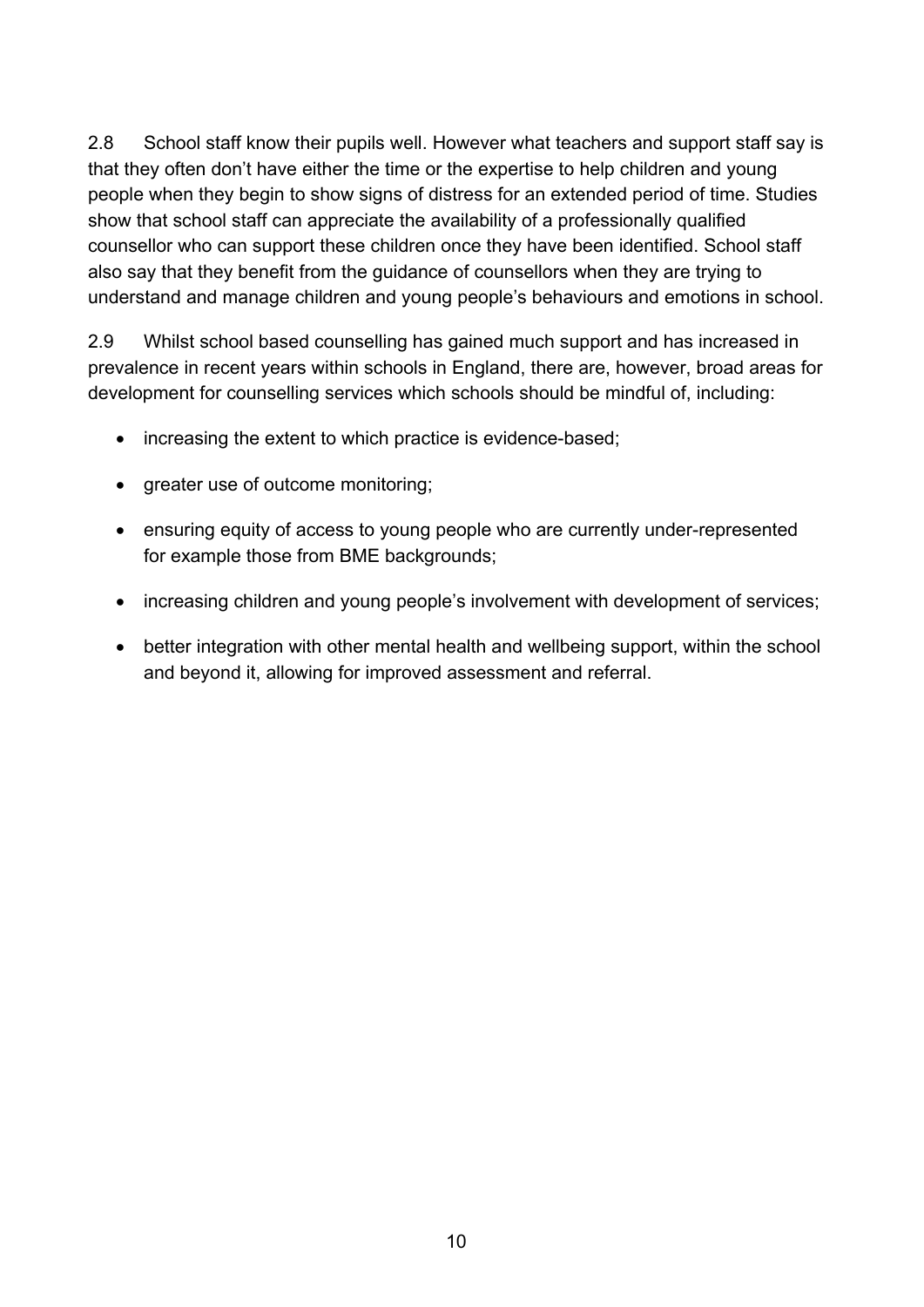2.8 School staff know their pupils well. However what teachers and support staff say is that they often don't have either the time or the expertise to help children and young people when they begin to show signs of distress for an extended period of time. Studies show that school staff can appreciate the availability of a professionally qualified counsellor who can support these children once they have been identified. School staff also say that they benefit from the guidance of counsellors when they are trying to understand and manage children and young people's behaviours and emotions in school.

2.9 Whilst school based counselling has gained much support and has increased in prevalence in recent years within schools in England, there are, however, broad areas for development for counselling services which schools should be mindful of, including:

- increasing the extent to which practice is evidence-based;
- greater use of outcome monitoring;
- ensuring equity of access to young people who are currently under-represented for example those from BME backgrounds;
- increasing children and young people's involvement with development of services;
- better integration with other mental health and wellbeing support, within the school and beyond it, allowing for improved assessment and referral.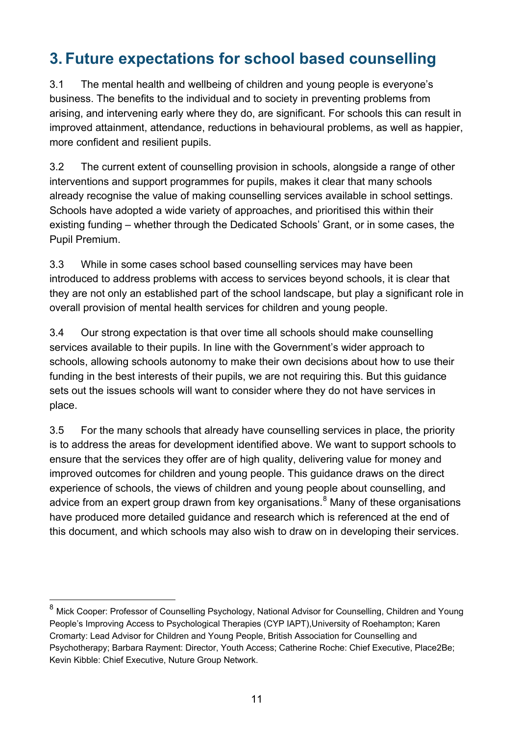# 3. Future expectations for school based counselling

3.1 The mental health and wellbeing of children and young people is everyone's business. The benefits to the individual and to society in preventing problems from arising, and intervening early where they do, are significant. For schools this can result in improved attainment, attendance, reductions in behavioural problems, as well as happier, more confident and resilient pupils.

3.2 The current extent of counselling provision in schools, alongside a range of other interventions and support programmes for pupils, makes it clear that many schools already recognise the value of making counselling services available in school settings. Schools have adopted a wide variety of approaches, and prioritised this within their existing funding – whether through the Dedicated Schools' Grant, or in some cases, the Pupil Premium.

3.3 While in some cases school based counselling services may have been introduced to address problems with access to services beyond schools, it is clear that they are not only an established part of the school landscape, but play a significant role in overall provision of mental health services for children and young people.

3.4 Our strong expectation is that over time all schools should make counselling services available to their pupils. In line with the Government's wider approach to schools, allowing schools autonomy to make their own decisions about how to use their funding in the best interests of their pupils, we are not requiring this. But this guidance sets out the issues schools will want to consider where they do not have services in place.

3.5 For the many schools that already have counselling services in place, the priority is to address the areas for development identified above. We want to support schools to ensure that the services they offer are of high quality, delivering value for money and improved outcomes for children and young people. This guidance draws on the direct experience of schools, the views of children and young people about counselling, and advice from an expert group drawn from key organisations.[8] Many of these organisations have produced more detailed guidance and research which is referenced at the end of this document, and which schools may also wish to draw on in developing their services.

---

[8] Mick Cooper: Professor of Counselling Psychology, National Advisor for Counselling, Children and Young People's Improving Access to Psychological Therapies (CYP IAPT),University of Roehampton; Karen Cromarty: Lead Advisor for Children and Young People, British Association for Counselling and Psychotherapy; Barbara Rayment: Director, Youth Access; Catherine Roche: Chief Executive, Place2Be; Kevin Kibble: Chief Executive, Nuture Group Network.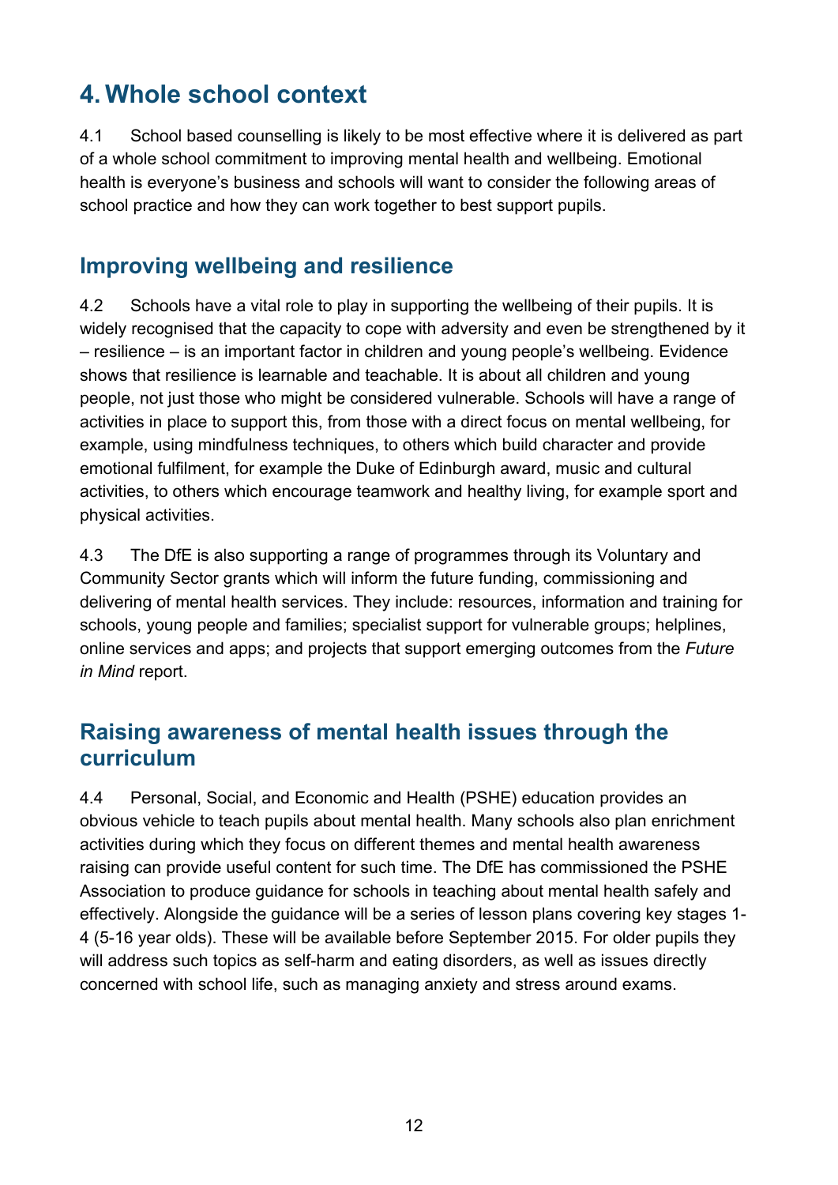# 4. Whole school context

4.1 School based counselling is likely to be most effective where it is delivered as part of a whole school commitment to improving mental health and wellbeing. Emotional health is everyone's business and schools will want to consider the following areas of school practice and how they can work together to best support pupils.

## Improving wellbeing and resilience

4.2 Schools have a vital role to play in supporting the wellbeing of their pupils. It is widely recognised that the capacity to cope with adversity and even be strengthened by it – resilience – is an important factor in children and young people's wellbeing. Evidence shows that resilience is learnable and teachable. It is about all children and young people, not just those who might be considered vulnerable. Schools will have a range of activities in place to support this, from those with a direct focus on mental wellbeing, for example, using mindfulness techniques, to others which build character and provide emotional fulfilment, for example the Duke of Edinburgh award, music and cultural activities, to others which encourage teamwork and healthy living, for example sport and physical activities.

4.3 The DfE is also supporting a range of programmes through its Voluntary and Community Sector grants which will inform the future funding, commissioning and delivering of mental health services. They include: resources, information and training for schools, young people and families; specialist support for vulnerable groups; helplines, online services and apps; and projects that support emerging outcomes from the *Future in Mind* report.

## Raising awareness of mental health issues through the curriculum

4.4 Personal, Social, and Economic and Health (PSHE) education provides an obvious vehicle to teach pupils about mental health. Many schools also plan enrichment activities during which they focus on different themes and mental health awareness raising can provide useful content for such time. The DfE has commissioned the PSHE Association to produce guidance for schools in teaching about mental health safely and effectively. Alongside the guidance will be a series of lesson plans covering key stages 1-4 (5-16 year olds). These will be available before September 2015. For older pupils they will address such topics as self-harm and eating disorders, as well as issues directly concerned with school life, such as managing anxiety and stress around exams.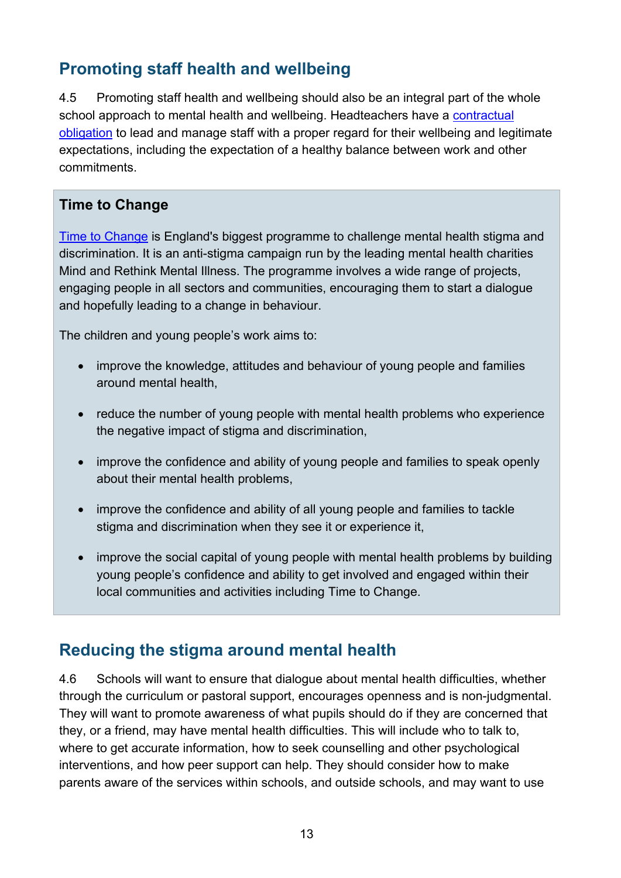## Promoting staff health and wellbeing

4.5 Promoting staff health and wellbeing should also be an integral part of the whole school approach to mental health and wellbeing. Headteachers have a contractual obligation to lead and manage staff with a proper regard for their wellbeing and legitimate expectations, including the expectation of a healthy balance between work and other commitments.

> **Time to Change**
>
> Time to Change is England's biggest programme to challenge mental health stigma and discrimination. It is an anti-stigma campaign run by the leading mental health charities Mind and Rethink Mental Illness. The programme involves a wide range of projects, engaging people in all sectors and communities, encouraging them to start a dialogue and hopefully leading to a change in behaviour.
>
> The children and young people's work aims to:
>
> - improve the knowledge, attitudes and behaviour of young people and families around mental health,
> - reduce the number of young people with mental health problems who experience the negative impact of stigma and discrimination,
> - improve the confidence and ability of young people and families to speak openly about their mental health problems,
> - improve the confidence and ability of all young people and families to tackle stigma and discrimination when they see it or experience it,
> - improve the social capital of young people with mental health problems by building young people's confidence and ability to get involved and engaged within their local communities and activities including Time to Change.

## Reducing the stigma around mental health

4.6 Schools will want to ensure that dialogue about mental health difficulties, whether through the curriculum or pastoral support, encourages openness and is non-judgmental. They will want to promote awareness of what pupils should do if they are concerned that they, or a friend, may have mental health difficulties. This will include who to talk to, where to get accurate information, how to seek counselling and other psychological interventions, and how peer support can help. They should consider how to make parents aware of the services within schools, and outside schools, and may want to use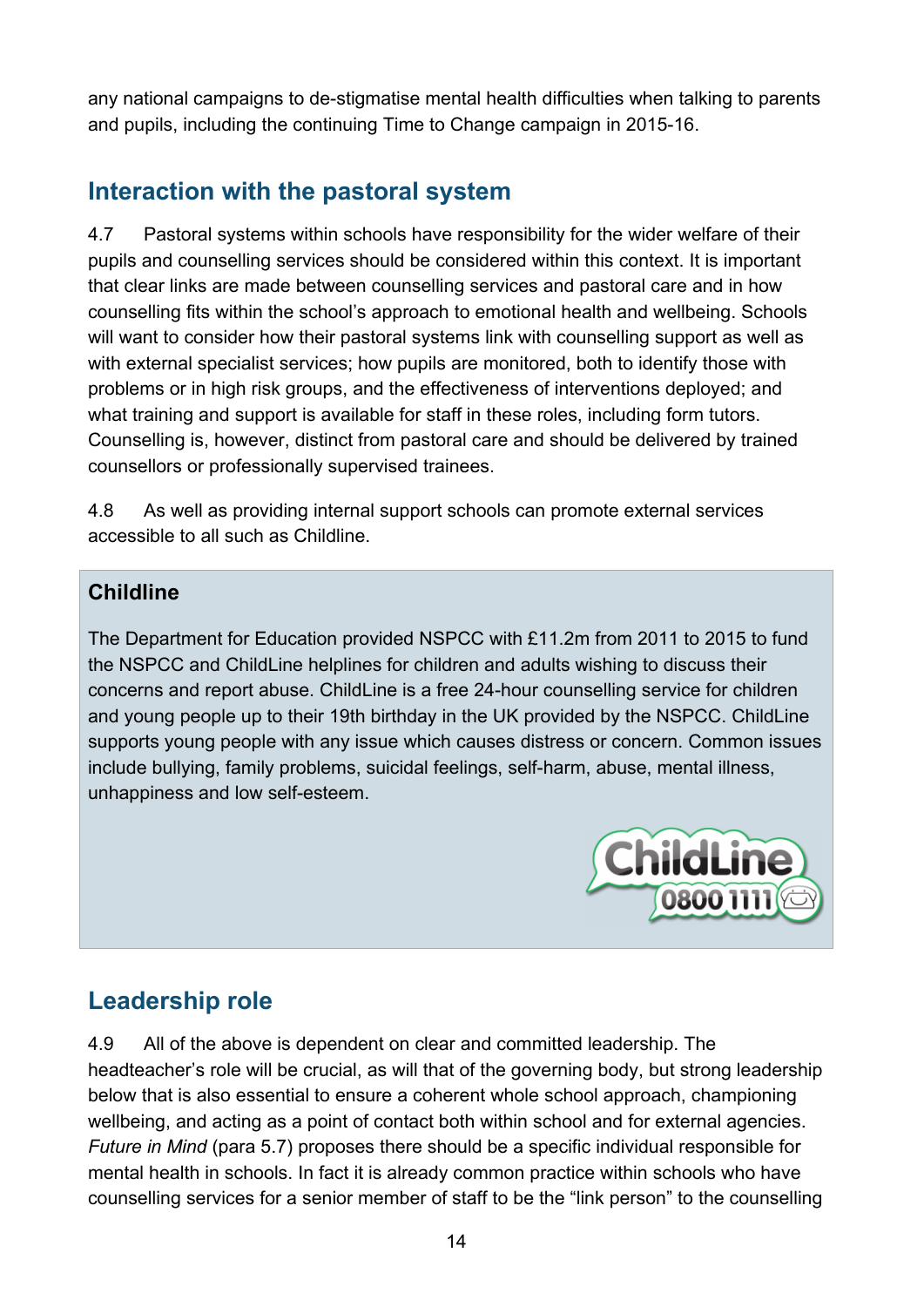any national campaigns to de-stigmatise mental health difficulties when talking to parents and pupils, including the continuing Time to Change campaign in 2015-16.

## Interaction with the pastoral system

4.7 Pastoral systems within schools have responsibility for the wider welfare of their pupils and counselling services should be considered within this context. It is important that clear links are made between counselling services and pastoral care and in how counselling fits within the school's approach to emotional health and wellbeing. Schools will want to consider how their pastoral systems link with counselling support as well as with external specialist services; how pupils are monitored, both to identify those with problems or in high risk groups, and the effectiveness of interventions deployed; and what training and support is available for staff in these roles, including form tutors. Counselling is, however, distinct from pastoral care and should be delivered by trained counsellors or professionally supervised trainees.

4.8 As well as providing internal support schools can promote external services accessible to all such as Childline.

**Childline**

The Department for Education provided NSPCC with £11.2m from 2011 to 2015 to fund the NSPCC and ChildLine helplines for children and adults wishing to discuss their concerns and report abuse. ChildLine is a free 24-hour counselling service for children and young people up to their 19th birthday in the UK provided by the NSPCC. ChildLine supports young people with any issue which causes distress or concern. Common issues include bullying, family problems, suicidal feelings, self-harm, abuse, mental illness, unhappiness and low self-esteem.

ChildLine 0800 1111

## Leadership role

4.9 All of the above is dependent on clear and committed leadership. The headteacher's role will be crucial, as will that of the governing body, but strong leadership below that is also essential to ensure a coherent whole school approach, championing wellbeing, and acting as a point of contact both within school and for external agencies. *Future in Mind* (para 5.7) proposes there should be a specific individual responsible for mental health in schools. In fact it is already common practice within schools who have counselling services for a senior member of staff to be the "link person" to the counselling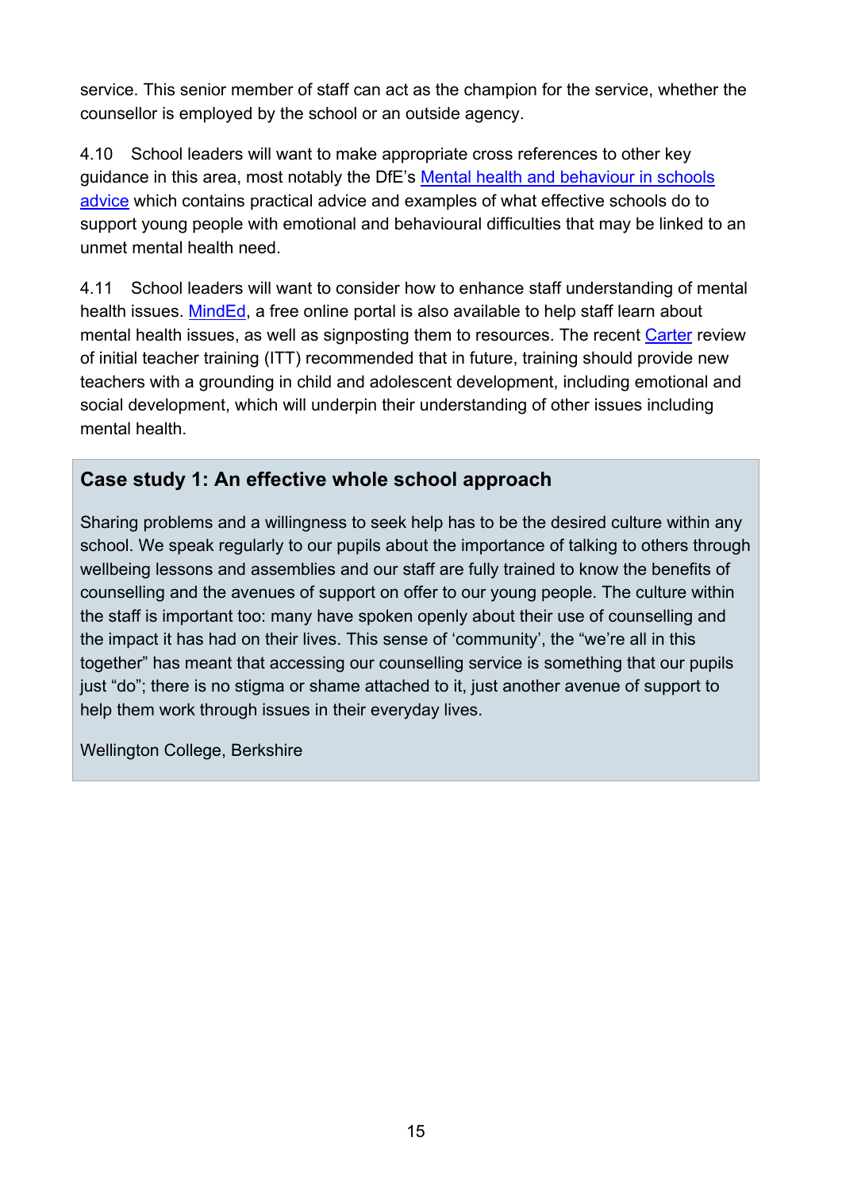service. This senior member of staff can act as the champion for the service, whether the counsellor is employed by the school or an outside agency.

4.10 School leaders will want to make appropriate cross references to other key guidance in this area, most notably the DfE's Mental health and behaviour in schools advice which contains practical advice and examples of what effective schools do to support young people with emotional and behavioural difficulties that may be linked to an unmet mental health need.

4.11 School leaders will want to consider how to enhance staff understanding of mental health issues. MindEd, a free online portal is also available to help staff learn about mental health issues, as well as signposting them to resources. The recent Carter review of initial teacher training (ITT) recommended that in future, training should provide new teachers with a grounding in child and adolescent development, including emotional and social development, which will underpin their understanding of other issues including mental health.

### Case study 1: An effective whole school approach

Sharing problems and a willingness to seek help has to be the desired culture within any school. We speak regularly to our pupils about the importance of talking to others through wellbeing lessons and assemblies and our staff are fully trained to know the benefits of counselling and the avenues of support on offer to our young people. The culture within the staff is important too: many have spoken openly about their use of counselling and the impact it has had on their lives. This sense of 'community', the "we're all in this together" has meant that accessing our counselling service is something that our pupils just "do"; there is no stigma or shame attached to it, just another avenue of support to help them work through issues in their everyday lives.

Wellington College, Berkshire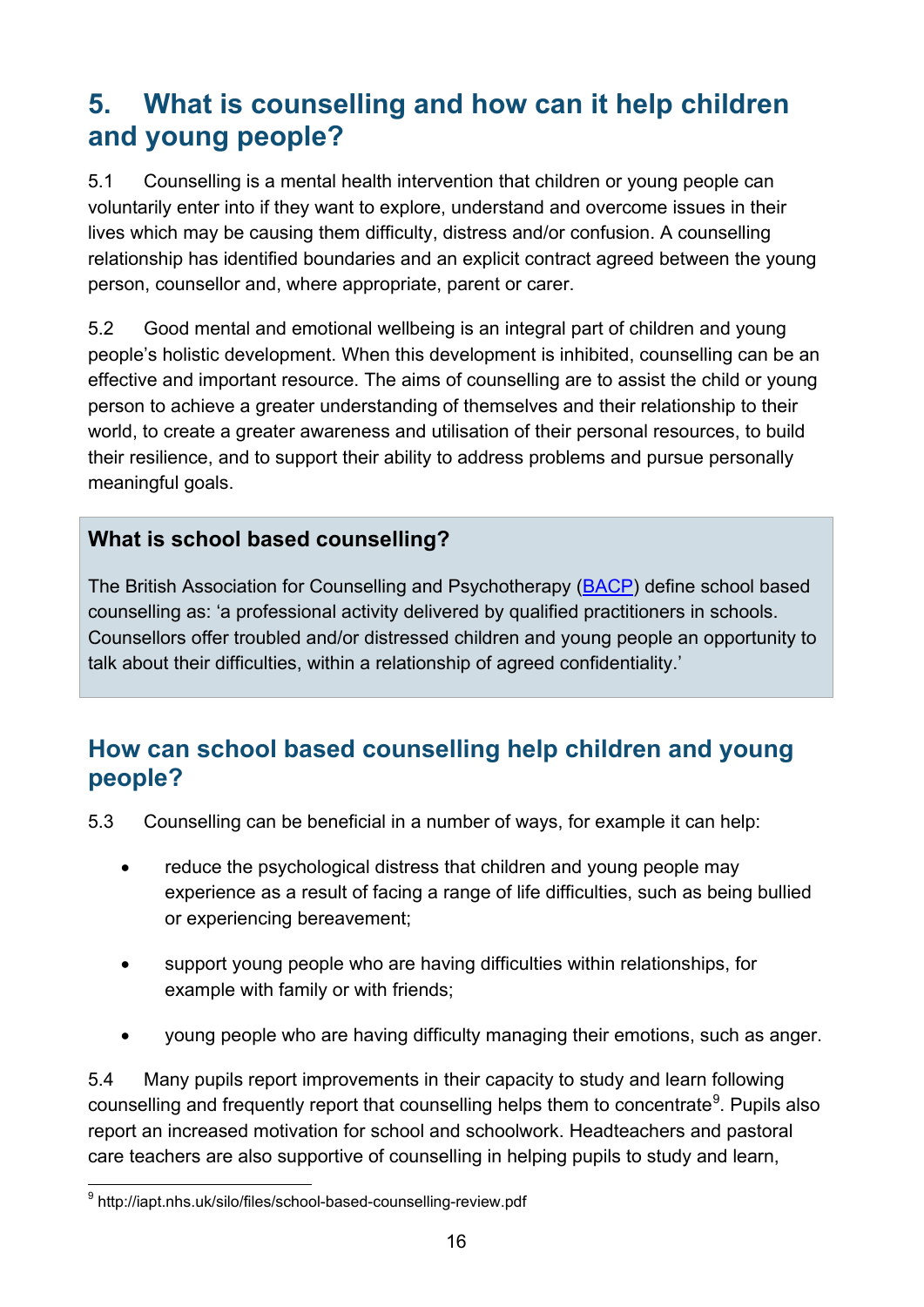# 5. What is counselling and how can it help children and young people?

5.1 Counselling is a mental health intervention that children or young people can voluntarily enter into if they want to explore, understand and overcome issues in their lives which may be causing them difficulty, distress and/or confusion. A counselling relationship has identified boundaries and an explicit contract agreed between the young person, counsellor and, where appropriate, parent or carer.

5.2 Good mental and emotional wellbeing is an integral part of children and young people's holistic development. When this development is inhibited, counselling can be an effective and important resource. The aims of counselling are to assist the child or young person to achieve a greater understanding of themselves and their relationship to their world, to create a greater awareness and utilisation of their personal resources, to build their resilience, and to support their ability to address problems and pursue personally meaningful goals.

> **What is school based counselling?**
>
> The British Association for Counselling and Psychotherapy (BACP) define school based counselling as: 'a professional activity delivered by qualified practitioners in schools. Counsellors offer troubled and/or distressed children and young people an opportunity to talk about their difficulties, within a relationship of agreed confidentiality.'

## How can school based counselling help children and young people?

5.3 Counselling can be beneficial in a number of ways, for example it can help:

- reduce the psychological distress that children and young people may experience as a result of facing a range of life difficulties, such as being bullied or experiencing bereavement;
- support young people who are having difficulties within relationships, for example with family or with friends;
- young people who are having difficulty managing their emotions, such as anger.

5.4 Many pupils report improvements in their capacity to study and learn following counselling and frequently report that counselling helps them to concentrate[9]. Pupils also report an increased motivation for school and schoolwork. Headteachers and pastoral care teachers are also supportive of counselling in helping pupils to study and learn,

[9] http://iapt.nhs.uk/silo/files/school-based-counselling-review.pdf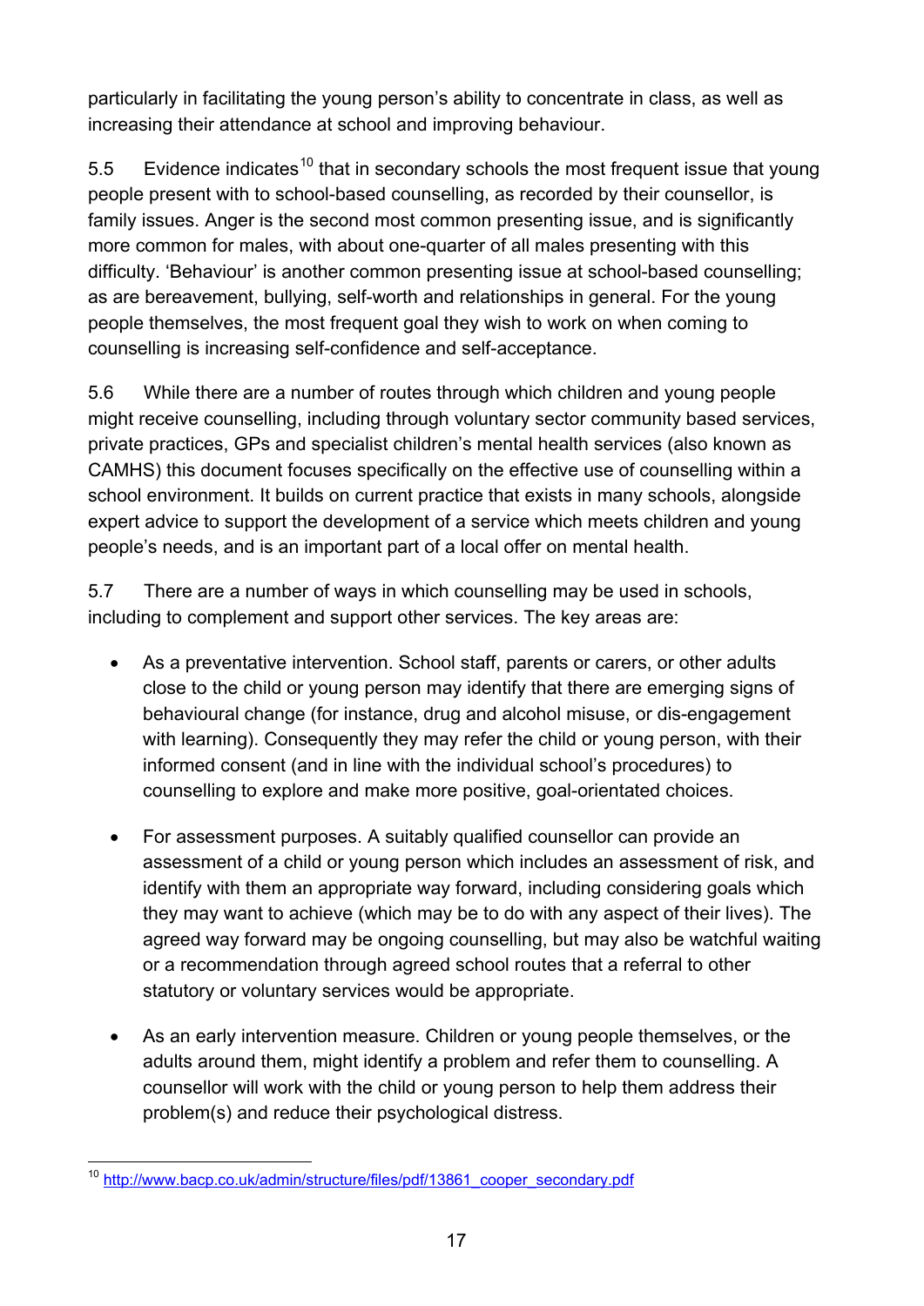particularly in facilitating the young person's ability to concentrate in class, as well as increasing their attendance at school and improving behaviour.

5.5 Evidence indicates[10] that in secondary schools the most frequent issue that young people present with to school-based counselling, as recorded by their counsellor, is family issues. Anger is the second most common presenting issue, and is significantly more common for males, with about one-quarter of all males presenting with this difficulty. 'Behaviour' is another common presenting issue at school-based counselling; as are bereavement, bullying, self-worth and relationships in general. For the young people themselves, the most frequent goal they wish to work on when coming to counselling is increasing self-confidence and self-acceptance.

5.6 While there are a number of routes through which children and young people might receive counselling, including through voluntary sector community based services, private practices, GPs and specialist children's mental health services (also known as CAMHS) this document focuses specifically on the effective use of counselling within a school environment. It builds on current practice that exists in many schools, alongside expert advice to support the development of a service which meets children and young people's needs, and is an important part of a local offer on mental health.

5.7 There are a number of ways in which counselling may be used in schools, including to complement and support other services. The key areas are:

- As a preventative intervention. School staff, parents or carers, or other adults close to the child or young person may identify that there are emerging signs of behavioural change (for instance, drug and alcohol misuse, or dis-engagement with learning). Consequently they may refer the child or young person, with their informed consent (and in line with the individual school's procedures) to counselling to explore and make more positive, goal-orientated choices.

- For assessment purposes. A suitably qualified counsellor can provide an assessment of a child or young person which includes an assessment of risk, and identify with them an appropriate way forward, including considering goals which they may want to achieve (which may be to do with any aspect of their lives). The agreed way forward may be ongoing counselling, but may also be watchful waiting or a recommendation through agreed school routes that a referral to other statutory or voluntary services would be appropriate.

- As an early intervention measure. Children or young people themselves, or the adults around them, might identify a problem and refer them to counselling. A counsellor will work with the child or young person to help them address their problem(s) and reduce their psychological distress.

---

[10] http://www.bacp.co.uk/admin/structure/files/pdf/13861_cooper_secondary.pdf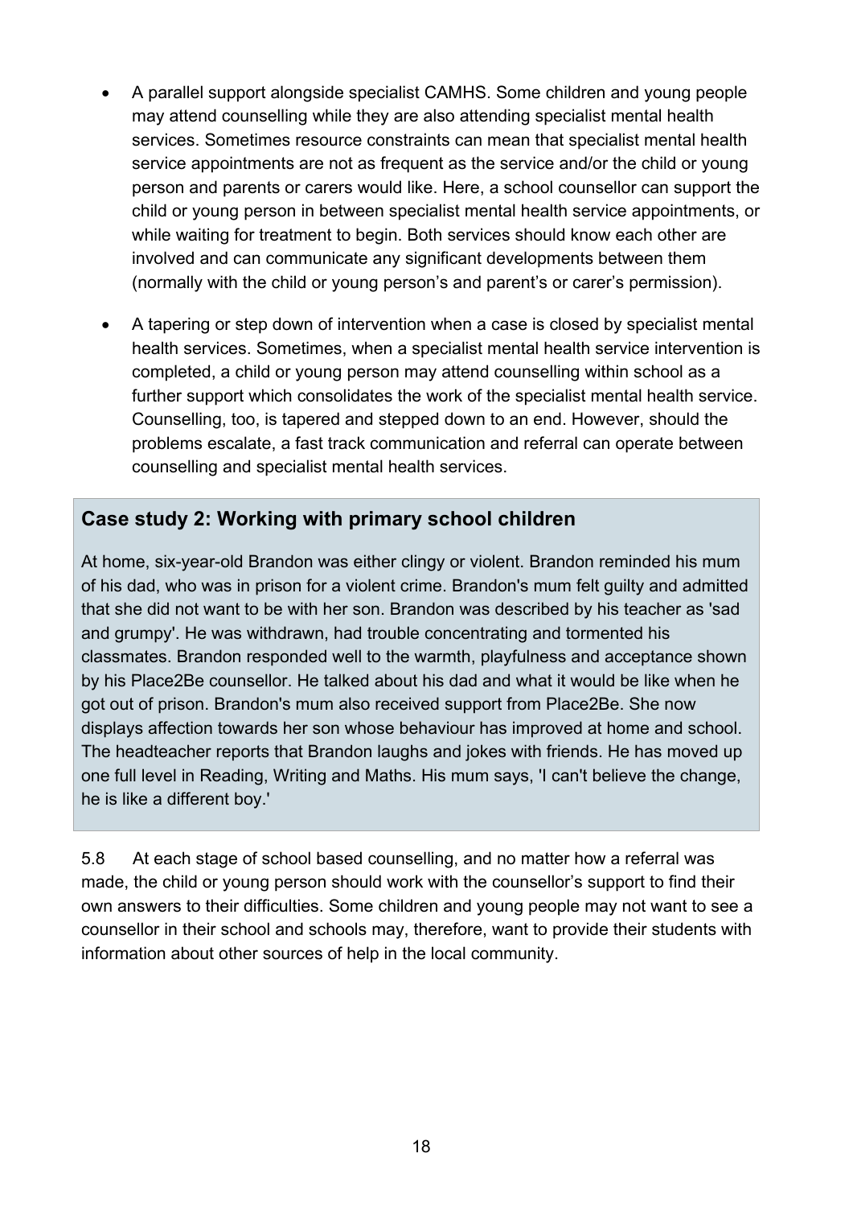- A parallel support alongside specialist CAMHS. Some children and young people may attend counselling while they are also attending specialist mental health services. Sometimes resource constraints can mean that specialist mental health service appointments are not as frequent as the service and/or the child or young person and parents or carers would like. Here, a school counsellor can support the child or young person in between specialist mental health service appointments, or while waiting for treatment to begin. Both services should know each other are involved and can communicate any significant developments between them (normally with the child or young person's and parent's or carer's permission).

- A tapering or step down of intervention when a case is closed by specialist mental health services. Sometimes, when a specialist mental health service intervention is completed, a child or young person may attend counselling within school as a further support which consolidates the work of the specialist mental health service. Counselling, too, is tapered and stepped down to an end. However, should the problems escalate, a fast track communication and referral can operate between counselling and specialist mental health services.

### Case study 2: Working with primary school children

At home, six-year-old Brandon was either clingy or violent. Brandon reminded his mum of his dad, who was in prison for a violent crime. Brandon's mum felt guilty and admitted that she did not want to be with her son. Brandon was described by his teacher as 'sad and grumpy'. He was withdrawn, had trouble concentrating and tormented his classmates. Brandon responded well to the warmth, playfulness and acceptance shown by his Place2Be counsellor. He talked about his dad and what it would be like when he got out of prison. Brandon's mum also received support from Place2Be. She now displays affection towards her son whose behaviour has improved at home and school. The headteacher reports that Brandon laughs and jokes with friends. He has moved up one full level in Reading, Writing and Maths. His mum says, 'I can't believe the change, he is like a different boy.'

5.8 At each stage of school based counselling, and no matter how a referral was made, the child or young person should work with the counsellor's support to find their own answers to their difficulties. Some children and young people may not want to see a counsellor in their school and schools may, therefore, want to provide their students with information about other sources of help in the local community.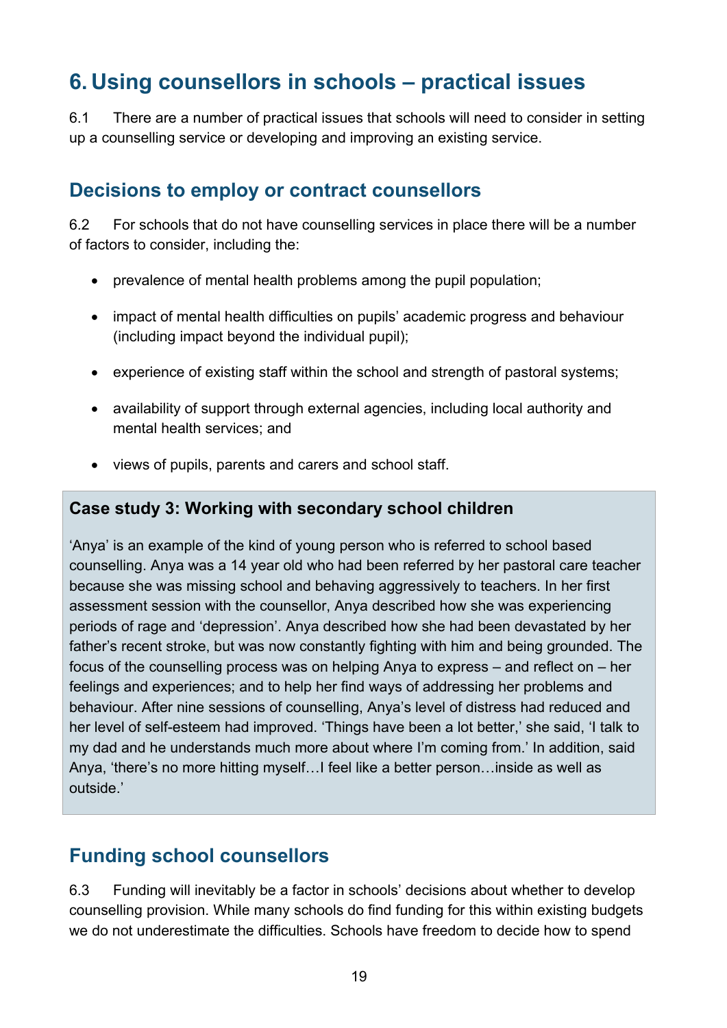# 6. Using counsellors in schools – practical issues

6.1 There are a number of practical issues that schools will need to consider in setting up a counselling service or developing and improving an existing service.

## Decisions to employ or contract counsellors

6.2 For schools that do not have counselling services in place there will be a number of factors to consider, including the:

- prevalence of mental health problems among the pupil population;
- impact of mental health difficulties on pupils' academic progress and behaviour (including impact beyond the individual pupil);
- experience of existing staff within the school and strength of pastoral systems;
- availability of support through external agencies, including local authority and mental health services; and
- views of pupils, parents and carers and school staff.

**Case study 3: Working with secondary school children**

'Anya' is an example of the kind of young person who is referred to school based counselling. Anya was a 14 year old who had been referred by her pastoral care teacher because she was missing school and behaving aggressively to teachers. In her first assessment session with the counsellor, Anya described how she was experiencing periods of rage and 'depression'. Anya described how she had been devastated by her father's recent stroke, but was now constantly fighting with him and being grounded. The focus of the counselling process was on helping Anya to express – and reflect on – her feelings and experiences; and to help her find ways of addressing her problems and behaviour. After nine sessions of counselling, Anya's level of distress had reduced and her level of self-esteem had improved. 'Things have been a lot better,' she said, 'I talk to my dad and he understands much more about where I'm coming from.' In addition, said Anya, 'there's no more hitting myself…I feel like a better person…inside as well as outside.'

## Funding school counsellors

6.3 Funding will inevitably be a factor in schools' decisions about whether to develop counselling provision. While many schools do find funding for this within existing budgets we do not underestimate the difficulties. Schools have freedom to decide how to spend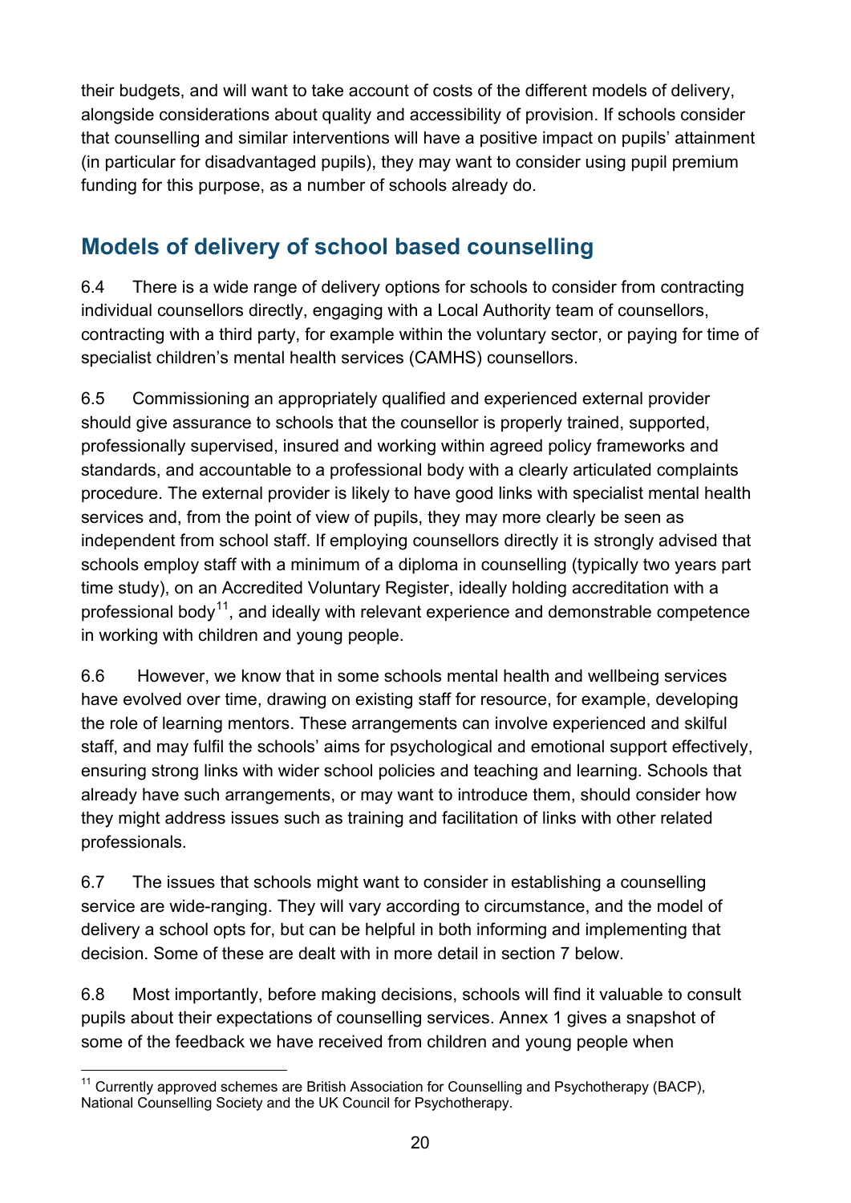their budgets, and will want to take account of costs of the different models of delivery, alongside considerations about quality and accessibility of provision. If schools consider that counselling and similar interventions will have a positive impact on pupils' attainment (in particular for disadvantaged pupils), they may want to consider using pupil premium funding for this purpose, as a number of schools already do.

## Models of delivery of school based counselling

6.4 There is a wide range of delivery options for schools to consider from contracting individual counsellors directly, engaging with a Local Authority team of counsellors, contracting with a third party, for example within the voluntary sector, or paying for time of specialist children's mental health services (CAMHS) counsellors.

6.5 Commissioning an appropriately qualified and experienced external provider should give assurance to schools that the counsellor is properly trained, supported, professionally supervised, insured and working within agreed policy frameworks and standards, and accountable to a professional body with a clearly articulated complaints procedure. The external provider is likely to have good links with specialist mental health services and, from the point of view of pupils, they may more clearly be seen as independent from school staff. If employing counsellors directly it is strongly advised that schools employ staff with a minimum of a diploma in counselling (typically two years part time study), on an Accredited Voluntary Register, ideally holding accreditation with a professional body[11], and ideally with relevant experience and demonstrable competence in working with children and young people.

6.6 However, we know that in some schools mental health and wellbeing services have evolved over time, drawing on existing staff for resource, for example, developing the role of learning mentors. These arrangements can involve experienced and skilful staff, and may fulfil the schools' aims for psychological and emotional support effectively, ensuring strong links with wider school policies and teaching and learning. Schools that already have such arrangements, or may want to introduce them, should consider how they might address issues such as training and facilitation of links with other related professionals.

6.7 The issues that schools might want to consider in establishing a counselling service are wide-ranging. They will vary according to circumstance, and the model of delivery a school opts for, but can be helpful in both informing and implementing that decision. Some of these are dealt with in more detail in section 7 below.

6.8 Most importantly, before making decisions, schools will find it valuable to consult pupils about their expectations of counselling services. Annex 1 gives a snapshot of some of the feedback we have received from children and young people when

---

[11] Currently approved schemes are British Association for Counselling and Psychotherapy (BACP), National Counselling Society and the UK Council for Psychotherapy.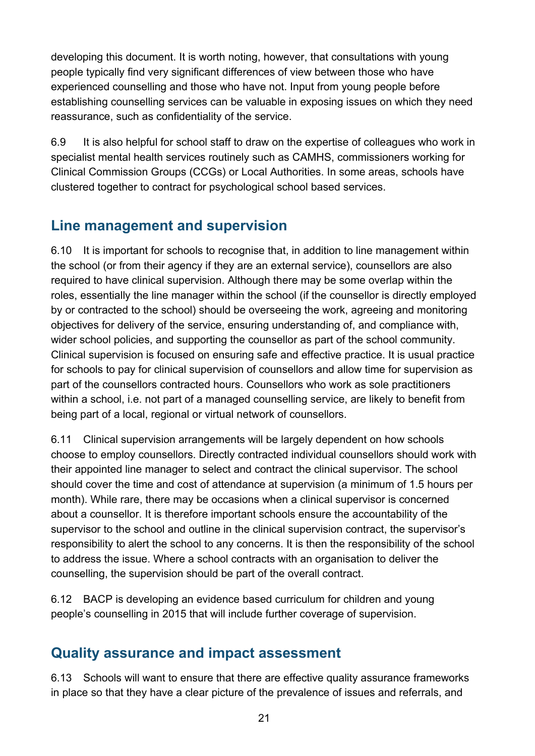developing this document. It is worth noting, however, that consultations with young people typically find very significant differences of view between those who have experienced counselling and those who have not. Input from young people before establishing counselling services can be valuable in exposing issues on which they need reassurance, such as confidentiality of the service.

6.9 It is also helpful for school staff to draw on the expertise of colleagues who work in specialist mental health services routinely such as CAMHS, commissioners working for Clinical Commission Groups (CCGs) or Local Authorities. In some areas, schools have clustered together to contract for psychological school based services.

## Line management and supervision

6.10 It is important for schools to recognise that, in addition to line management within the school (or from their agency if they are an external service), counsellors are also required to have clinical supervision. Although there may be some overlap within the roles, essentially the line manager within the school (if the counsellor is directly employed by or contracted to the school) should be overseeing the work, agreeing and monitoring objectives for delivery of the service, ensuring understanding of, and compliance with, wider school policies, and supporting the counsellor as part of the school community. Clinical supervision is focused on ensuring safe and effective practice. It is usual practice for schools to pay for clinical supervision of counsellors and allow time for supervision as part of the counsellors contracted hours. Counsellors who work as sole practitioners within a school, i.e. not part of a managed counselling service, are likely to benefit from being part of a local, regional or virtual network of counsellors.

6.11 Clinical supervision arrangements will be largely dependent on how schools choose to employ counsellors. Directly contracted individual counsellors should work with their appointed line manager to select and contract the clinical supervisor. The school should cover the time and cost of attendance at supervision (a minimum of 1.5 hours per month). While rare, there may be occasions when a clinical supervisor is concerned about a counsellor. It is therefore important schools ensure the accountability of the supervisor to the school and outline in the clinical supervision contract, the supervisor's responsibility to alert the school to any concerns. It is then the responsibility of the school to address the issue. Where a school contracts with an organisation to deliver the counselling, the supervision should be part of the overall contract.

6.12 BACP is developing an evidence based curriculum for children and young people's counselling in 2015 that will include further coverage of supervision.

## Quality assurance and impact assessment

6.13 Schools will want to ensure that there are effective quality assurance frameworks in place so that they have a clear picture of the prevalence of issues and referrals, and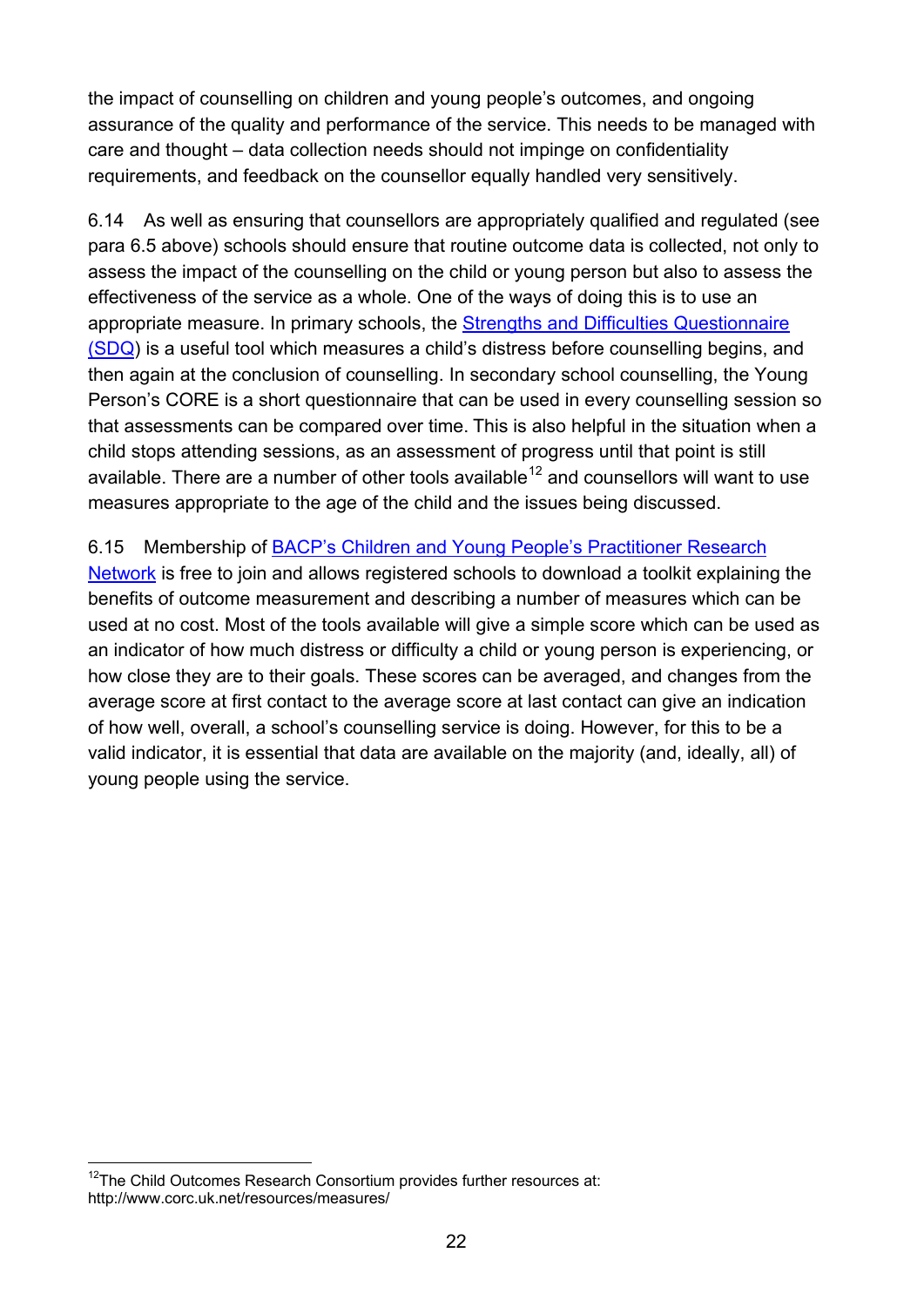the impact of counselling on children and young people's outcomes, and ongoing assurance of the quality and performance of the service. This needs to be managed with care and thought – data collection needs should not impinge on confidentiality requirements, and feedback on the counsellor equally handled very sensitively.

6.14 As well as ensuring that counsellors are appropriately qualified and regulated (see para 6.5 above) schools should ensure that routine outcome data is collected, not only to assess the impact of the counselling on the child or young person but also to assess the effectiveness of the service as a whole. One of the ways of doing this is to use an appropriate measure. In primary schools, the Strengths and Difficulties Questionnaire (SDQ) is a useful tool which measures a child's distress before counselling begins, and then again at the conclusion of counselling. In secondary school counselling, the Young Person's CORE is a short questionnaire that can be used in every counselling session so that assessments can be compared over time. This is also helpful in the situation when a child stops attending sessions, as an assessment of progress until that point is still available. There are a number of other tools available[12] and counsellors will want to use measures appropriate to the age of the child and the issues being discussed.

6.15 Membership of BACP's Children and Young People's Practitioner Research Network is free to join and allows registered schools to download a toolkit explaining the benefits of outcome measurement and describing a number of measures which can be used at no cost. Most of the tools available will give a simple score which can be used as an indicator of how much distress or difficulty a child or young person is experiencing, or how close they are to their goals. These scores can be averaged, and changes from the average score at first contact to the average score at last contact can give an indication of how well, overall, a school's counselling service is doing. However, for this to be a valid indicator, it is essential that data are available on the majority (and, ideally, all) of young people using the service.

[12] The Child Outcomes Research Consortium provides further resources at: http://www.corc.uk.net/resources/measures/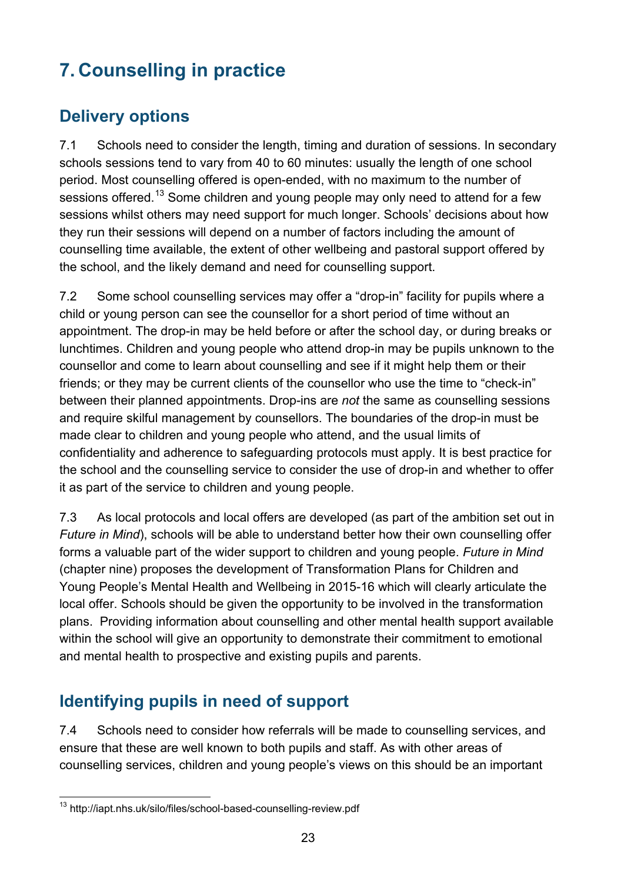# 7. Counselling in practice

## Delivery options

7.1 Schools need to consider the length, timing and duration of sessions. In secondary schools sessions tend to vary from 40 to 60 minutes: usually the length of one school period. Most counselling offered is open-ended, with no maximum to the number of sessions offered.[13] Some children and young people may only need to attend for a few sessions whilst others may need support for much longer. Schools' decisions about how they run their sessions will depend on a number of factors including the amount of counselling time available, the extent of other wellbeing and pastoral support offered by the school, and the likely demand and need for counselling support.

7.2 Some school counselling services may offer a "drop-in" facility for pupils where a child or young person can see the counsellor for a short period of time without an appointment. The drop-in may be held before or after the school day, or during breaks or lunchtimes. Children and young people who attend drop-in may be pupils unknown to the counsellor and come to learn about counselling and see if it might help them or their friends; or they may be current clients of the counsellor who use the time to "check-in" between their planned appointments. Drop-ins are *not* the same as counselling sessions and require skilful management by counsellors. The boundaries of the drop-in must be made clear to children and young people who attend, and the usual limits of confidentiality and adherence to safeguarding protocols must apply. It is best practice for the school and the counselling service to consider the use of drop-in and whether to offer it as part of the service to children and young people.

7.3 As local protocols and local offers are developed (as part of the ambition set out in *Future in Mind*), schools will be able to understand better how their own counselling offer forms a valuable part of the wider support to children and young people. *Future in Mind* (chapter nine) proposes the development of Transformation Plans for Children and Young People's Mental Health and Wellbeing in 2015-16 which will clearly articulate the local offer. Schools should be given the opportunity to be involved in the transformation plans. Providing information about counselling and other mental health support available within the school will give an opportunity to demonstrate their commitment to emotional and mental health to prospective and existing pupils and parents.

## Identifying pupils in need of support

7.4 Schools need to consider how referrals will be made to counselling services, and ensure that these are well known to both pupils and staff. As with other areas of counselling services, children and young people's views on this should be an important

[13] http://iapt.nhs.uk/silo/files/school-based-counselling-review.pdf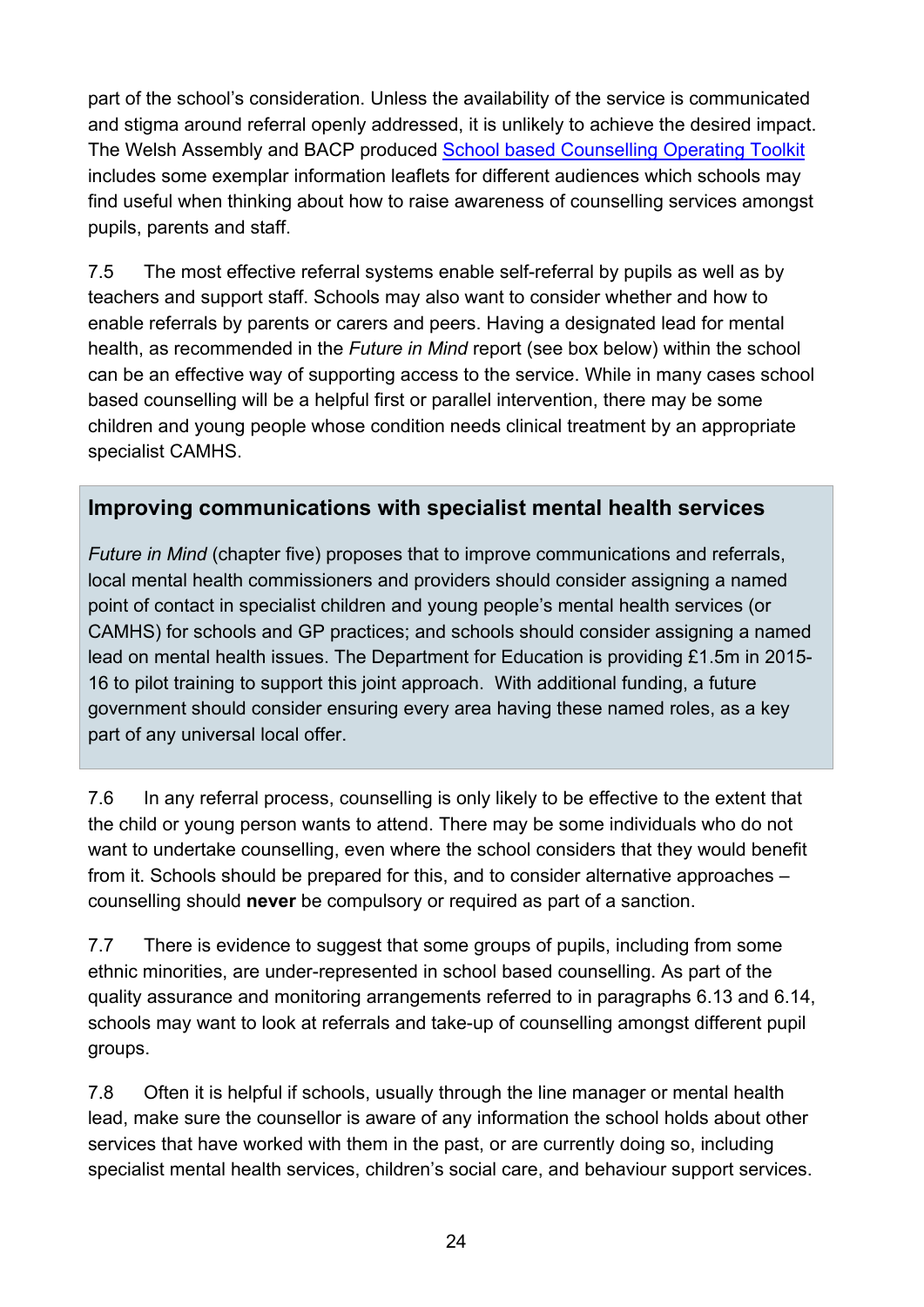part of the school's consideration. Unless the availability of the service is communicated and stigma around referral openly addressed, it is unlikely to achieve the desired impact. The Welsh Assembly and BACP produced School based Counselling Operating Toolkit includes some exemplar information leaflets for different audiences which schools may find useful when thinking about how to raise awareness of counselling services amongst pupils, parents and staff.

7.5 The most effective referral systems enable self-referral by pupils as well as by teachers and support staff. Schools may also want to consider whether and how to enable referrals by parents or carers and peers. Having a designated lead for mental health, as recommended in the *Future in Mind* report (see box below) within the school can be an effective way of supporting access to the service. While in many cases school based counselling will be a helpful first or parallel intervention, there may be some children and young people whose condition needs clinical treatment by an appropriate specialist CAMHS.

### Improving communications with specialist mental health services

*Future in Mind* (chapter five) proposes that to improve communications and referrals, local mental health commissioners and providers should consider assigning a named point of contact in specialist children and young people's mental health services (or CAMHS) for schools and GP practices; and schools should consider assigning a named lead on mental health issues. The Department for Education is providing £1.5m in 2015-16 to pilot training to support this joint approach. With additional funding, a future government should consider ensuring every area having these named roles, as a key part of any universal local offer.

7.6 In any referral process, counselling is only likely to be effective to the extent that the child or young person wants to attend. There may be some individuals who do not want to undertake counselling, even where the school considers that they would benefit from it. Schools should be prepared for this, and to consider alternative approaches – counselling should **never** be compulsory or required as part of a sanction.

7.7 There is evidence to suggest that some groups of pupils, including from some ethnic minorities, are under-represented in school based counselling. As part of the quality assurance and monitoring arrangements referred to in paragraphs 6.13 and 6.14, schools may want to look at referrals and take-up of counselling amongst different pupil groups.

7.8 Often it is helpful if schools, usually through the line manager or mental health lead, make sure the counsellor is aware of any information the school holds about other services that have worked with them in the past, or are currently doing so, including specialist mental health services, children's social care, and behaviour support services.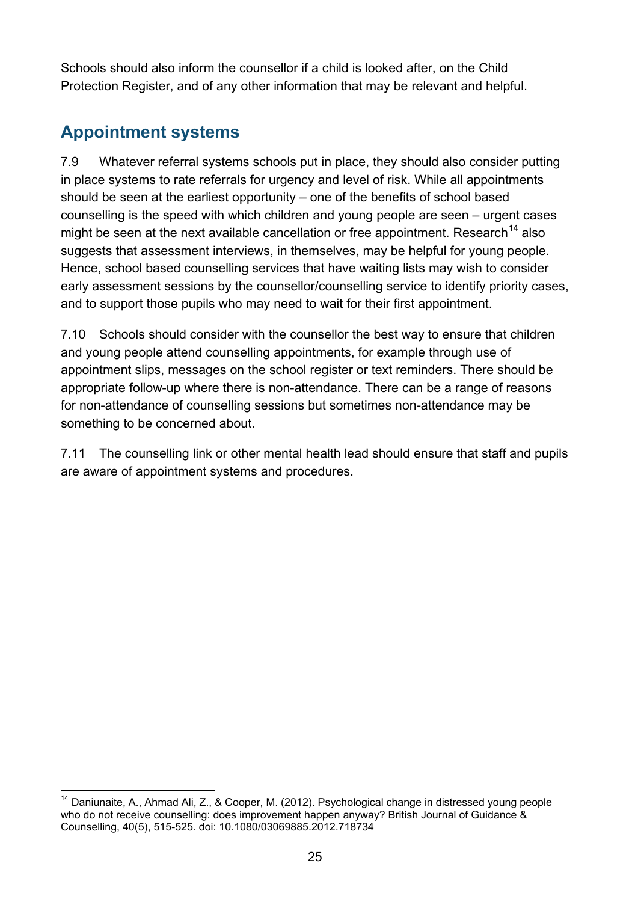Schools should also inform the counsellor if a child is looked after, on the Child Protection Register, and of any other information that may be relevant and helpful.

## Appointment systems

7.9 Whatever referral systems schools put in place, they should also consider putting in place systems to rate referrals for urgency and level of risk. While all appointments should be seen at the earliest opportunity – one of the benefits of school based counselling is the speed with which children and young people are seen – urgent cases might be seen at the next available cancellation or free appointment. Research[14] also suggests that assessment interviews, in themselves, may be helpful for young people. Hence, school based counselling services that have waiting lists may wish to consider early assessment sessions by the counsellor/counselling service to identify priority cases, and to support those pupils who may need to wait for their first appointment.

7.10 Schools should consider with the counsellor the best way to ensure that children and young people attend counselling appointments, for example through use of appointment slips, messages on the school register or text reminders. There should be appropriate follow-up where there is non-attendance. There can be a range of reasons for non-attendance of counselling sessions but sometimes non-attendance may be something to be concerned about.

7.11 The counselling link or other mental health lead should ensure that staff and pupils are aware of appointment systems and procedures.

---

[14] Daniunaite, A., Ahmad Ali, Z., & Cooper, M. (2012). Psychological change in distressed young people who do not receive counselling: does improvement happen anyway? British Journal of Guidance & Counselling, 40(5), 515-525. doi: 10.1080/03069885.2012.718734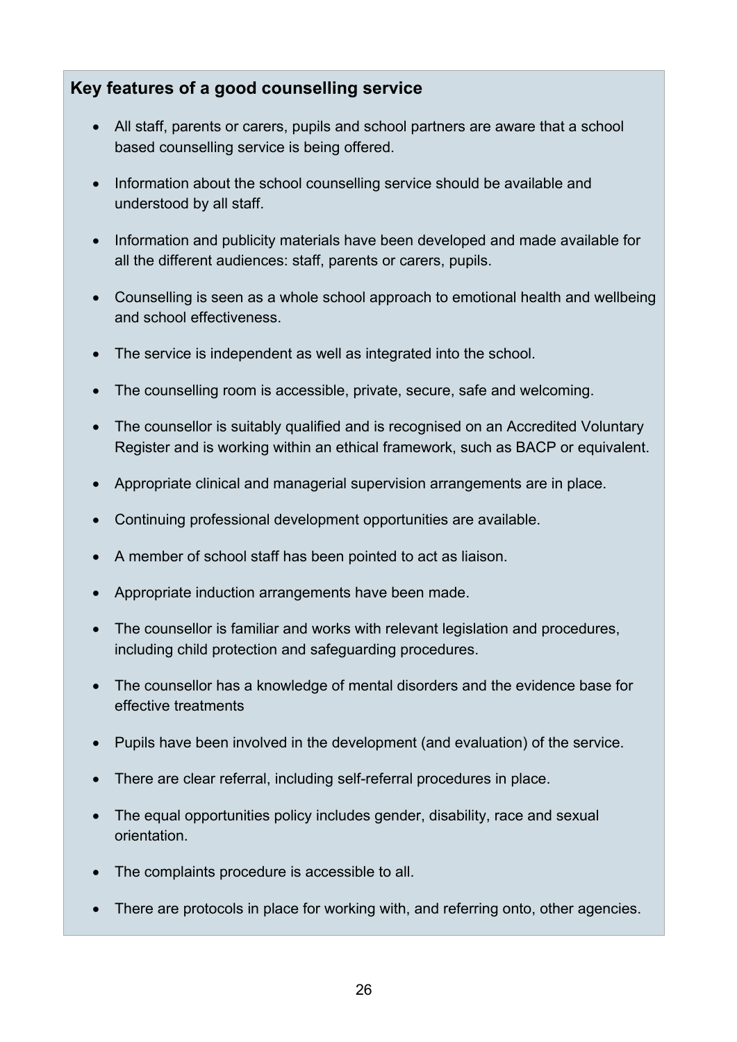## Key features of a good counselling service

- All staff, parents or carers, pupils and school partners are aware that a school based counselling service is being offered.
- Information about the school counselling service should be available and understood by all staff.
- Information and publicity materials have been developed and made available for all the different audiences: staff, parents or carers, pupils.
- Counselling is seen as a whole school approach to emotional health and wellbeing and school effectiveness.
- The service is independent as well as integrated into the school.
- The counselling room is accessible, private, secure, safe and welcoming.
- The counsellor is suitably qualified and is recognised on an Accredited Voluntary Register and is working within an ethical framework, such as BACP or equivalent.
- Appropriate clinical and managerial supervision arrangements are in place.
- Continuing professional development opportunities are available.
- A member of school staff has been pointed to act as liaison.
- Appropriate induction arrangements have been made.
- The counsellor is familiar and works with relevant legislation and procedures, including child protection and safeguarding procedures.
- The counsellor has a knowledge of mental disorders and the evidence base for effective treatments
- Pupils have been involved in the development (and evaluation) of the service.
- There are clear referral, including self-referral procedures in place.
- The equal opportunities policy includes gender, disability, race and sexual orientation.
- The complaints procedure is accessible to all.
- There are protocols in place for working with, and referring onto, other agencies.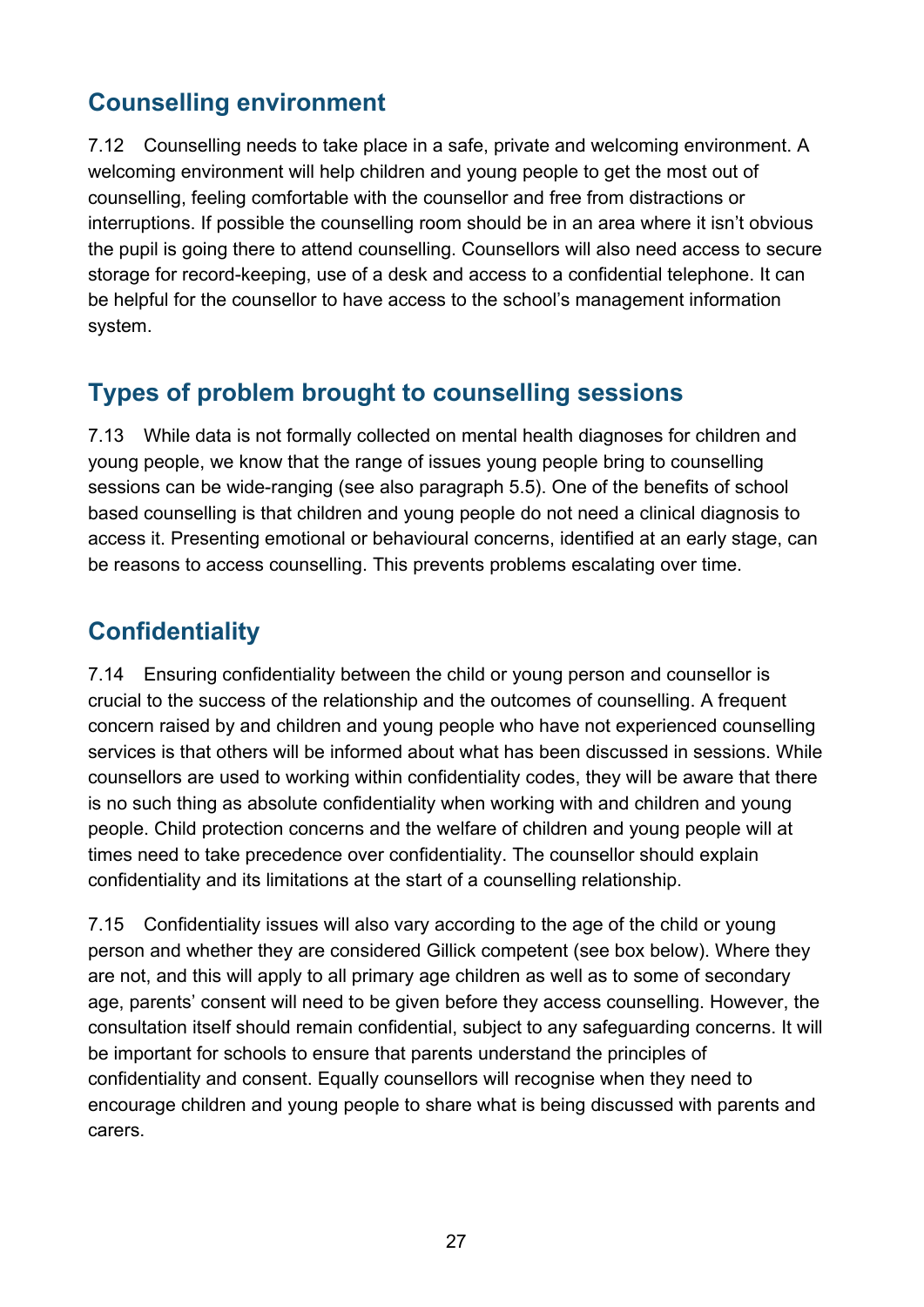## Counselling environment

7.12 Counselling needs to take place in a safe, private and welcoming environment. A welcoming environment will help children and young people to get the most out of counselling, feeling comfortable with the counsellor and free from distractions or interruptions. If possible the counselling room should be in an area where it isn't obvious the pupil is going there to attend counselling. Counsellors will also need access to secure storage for record-keeping, use of a desk and access to a confidential telephone. It can be helpful for the counsellor to have access to the school's management information system.

## Types of problem brought to counselling sessions

7.13 While data is not formally collected on mental health diagnoses for children and young people, we know that the range of issues young people bring to counselling sessions can be wide-ranging (see also paragraph 5.5). One of the benefits of school based counselling is that children and young people do not need a clinical diagnosis to access it. Presenting emotional or behavioural concerns, identified at an early stage, can be reasons to access counselling. This prevents problems escalating over time.

## Confidentiality

7.14 Ensuring confidentiality between the child or young person and counsellor is crucial to the success of the relationship and the outcomes of counselling. A frequent concern raised by and children and young people who have not experienced counselling services is that others will be informed about what has been discussed in sessions. While counsellors are used to working within confidentiality codes, they will be aware that there is no such thing as absolute confidentiality when working with and children and young people. Child protection concerns and the welfare of children and young people will at times need to take precedence over confidentiality. The counsellor should explain confidentiality and its limitations at the start of a counselling relationship.

7.15 Confidentiality issues will also vary according to the age of the child or young person and whether they are considered Gillick competent (see box below). Where they are not, and this will apply to all primary age children as well as to some of secondary age, parents' consent will need to be given before they access counselling. However, the consultation itself should remain confidential, subject to any safeguarding concerns. It will be important for schools to ensure that parents understand the principles of confidentiality and consent. Equally counsellors will recognise when they need to encourage children and young people to share what is being discussed with parents and carers.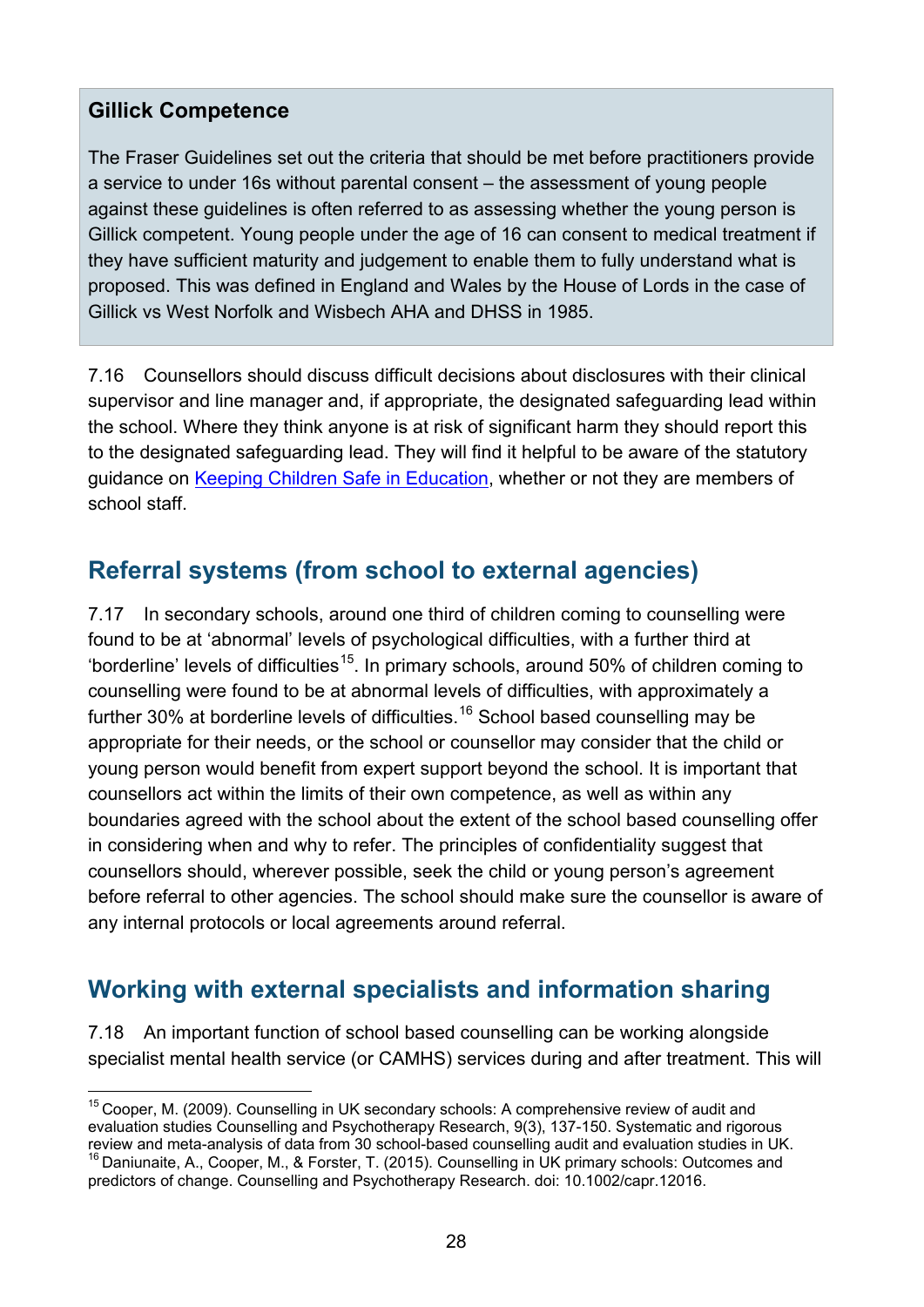**Gillick Competence**

The Fraser Guidelines set out the criteria that should be met before practitioners provide a service to under 16s without parental consent – the assessment of young people against these guidelines is often referred to as assessing whether the young person is Gillick competent. Young people under the age of 16 can consent to medical treatment if they have sufficient maturity and judgement to enable them to fully understand what is proposed. This was defined in England and Wales by the House of Lords in the case of Gillick vs West Norfolk and Wisbech AHA and DHSS in 1985.

7.16 Counsellors should discuss difficult decisions about disclosures with their clinical supervisor and line manager and, if appropriate, the designated safeguarding lead within the school. Where they think anyone is at risk of significant harm they should report this to the designated safeguarding lead. They will find it helpful to be aware of the statutory guidance on [Keeping Children Safe in Education](), whether or not they are members of school staff.

## Referral systems (from school to external agencies)

7.17 In secondary schools, around one third of children coming to counselling were found to be at 'abnormal' levels of psychological difficulties, with a further third at 'borderline' levels of difficulties[15]. In primary schools, around 50% of children coming to counselling were found to be at abnormal levels of difficulties, with approximately a further 30% at borderline levels of difficulties.[16] School based counselling may be appropriate for their needs, or the school or counsellor may consider that the child or young person would benefit from expert support beyond the school. It is important that counsellors act within the limits of their own competence, as well as within any boundaries agreed with the school about the extent of the school based counselling offer in considering when and why to refer. The principles of confidentiality suggest that counsellors should, wherever possible, seek the child or young person's agreement before referral to other agencies. The school should make sure the counsellor is aware of any internal protocols or local agreements around referral.

## Working with external specialists and information sharing

7.18 An important function of school based counselling can be working alongside specialist mental health service (or CAMHS) services during and after treatment. This will

[15] Cooper, M. (2009). Counselling in UK secondary schools: A comprehensive review of audit and evaluation studies Counselling and Psychotherapy Research, 9(3), 137-150. Systematic and rigorous review and meta-analysis of data from 30 school-based counselling audit and evaluation studies in UK.

[16] Daniunaite, A., Cooper, M., & Forster, T. (2015). Counselling in UK primary schools: Outcomes and predictors of change. Counselling and Psychotherapy Research. doi: 10.1002/capr.12016.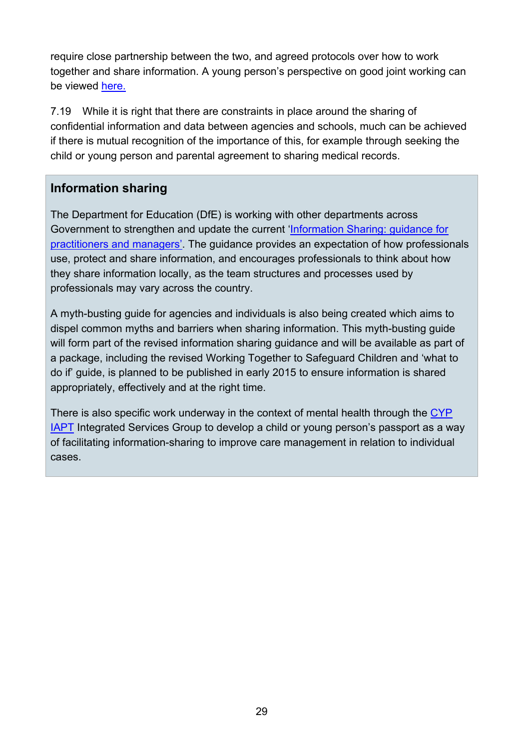require close partnership between the two, and agreed protocols over how to work together and share information. A young person's perspective on good joint working can be viewed here.

7.19 While it is right that there are constraints in place around the sharing of confidential information and data between agencies and schools, much can be achieved if there is mutual recognition of the importance of this, for example through seeking the child or young person and parental agreement to sharing medical records.

## Information sharing

The Department for Education (DfE) is working with other departments across Government to strengthen and update the current 'Information Sharing: guidance for practitioners and managers'. The guidance provides an expectation of how professionals use, protect and share information, and encourages professionals to think about how they share information locally, as the team structures and processes used by professionals may vary across the country.

A myth-busting guide for agencies and individuals is also being created which aims to dispel common myths and barriers when sharing information. This myth-busting guide will form part of the revised information sharing guidance and will be available as part of a package, including the revised Working Together to Safeguard Children and 'what to do if' guide, is planned to be published in early 2015 to ensure information is shared appropriately, effectively and at the right time.

There is also specific work underway in the context of mental health through the CYP IAPT Integrated Services Group to develop a child or young person's passport as a way of facilitating information-sharing to improve care management in relation to individual cases.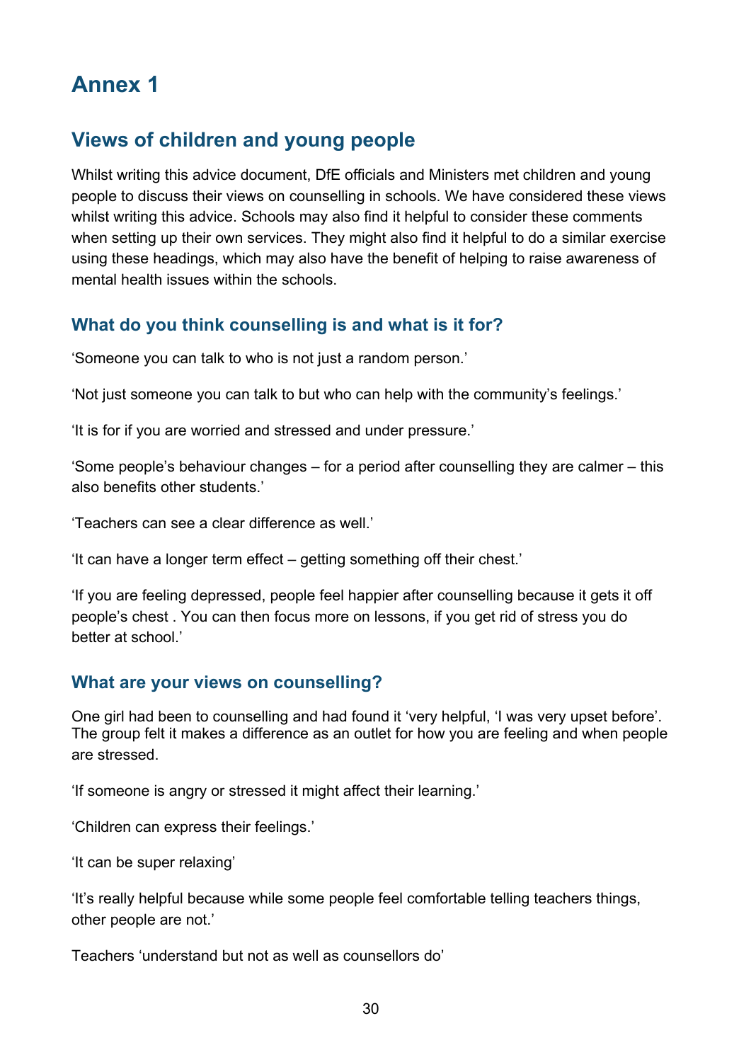# Annex 1

## Views of children and young people

Whilst writing this advice document, DfE officials and Ministers met children and young people to discuss their views on counselling in schools. We have considered these views whilst writing this advice. Schools may also find it helpful to consider these comments when setting up their own services. They might also find it helpful to do a similar exercise using these headings, which may also have the benefit of helping to raise awareness of mental health issues within the schools.

### What do you think counselling is and what is it for?

'Someone you can talk to who is not just a random person.'

'Not just someone you can talk to but who can help with the community's feelings.'

'It is for if you are worried and stressed and under pressure.'

'Some people's behaviour changes – for a period after counselling they are calmer – this also benefits other students.'

'Teachers can see a clear difference as well.'

'It can have a longer term effect – getting something off their chest.'

'If you are feeling depressed, people feel happier after counselling because it gets it off people's chest . You can then focus more on lessons, if you get rid of stress you do better at school.'

### What are your views on counselling?

One girl had been to counselling and had found it 'very helpful, 'I was very upset before'. The group felt it makes a difference as an outlet for how you are feeling and when people are stressed.

'If someone is angry or stressed it might affect their learning.'

'Children can express their feelings.'

'It can be super relaxing'

'It's really helpful because while some people feel comfortable telling teachers things, other people are not.'

Teachers 'understand but not as well as counsellors do'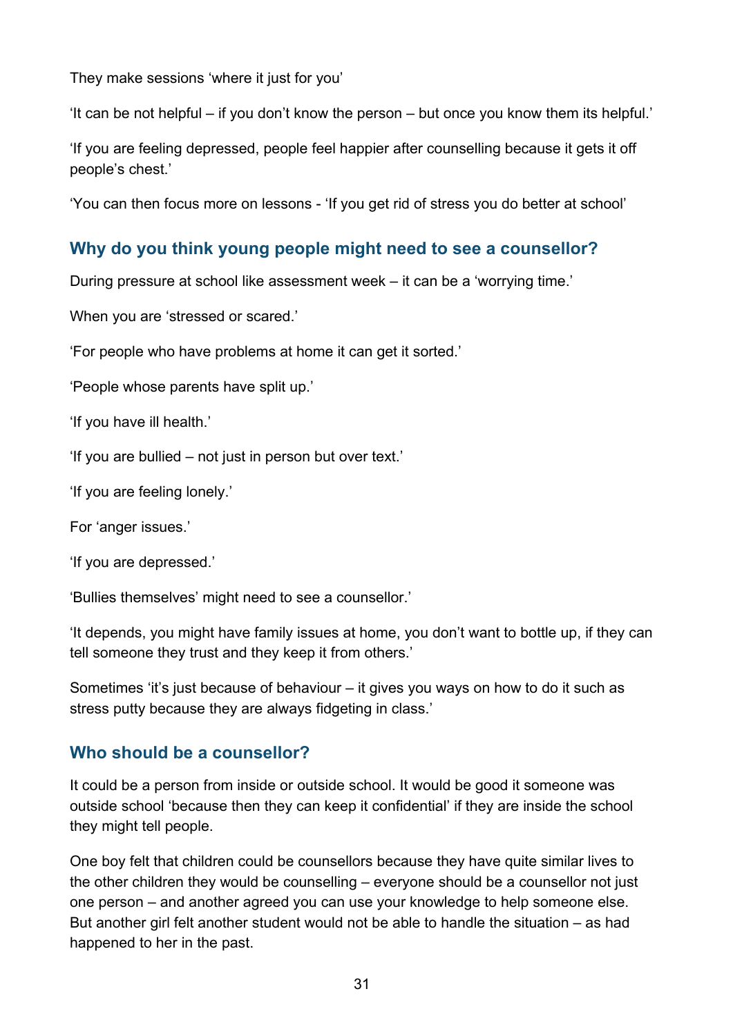They make sessions ‘where it just for you’

‘It can be not helpful – if you don’t know the person – but once you know them its helpful.’

‘If you are feeling depressed, people feel happier after counselling because it gets it off people’s chest.’

‘You can then focus more on lessons - ‘If you get rid of stress you do better at school’

## Why do you think young people might need to see a counsellor?

During pressure at school like assessment week – it can be a ‘worrying time.’

When you are ‘stressed or scared.’

‘For people who have problems at home it can get it sorted.’

‘People whose parents have split up.’

‘If you have ill health.’

‘If you are bullied – not just in person but over text.’

‘If you are feeling lonely.’

For ‘anger issues.’

‘If you are depressed.’

‘Bullies themselves’ might need to see a counsellor.’

‘It depends, you might have family issues at home, you don’t want to bottle up, if they can tell someone they trust and they keep it from others.’

Sometimes ‘it’s just because of behaviour – it gives you ways on how to do it such as stress putty because they are always fidgeting in class.’

## Who should be a counsellor?

It could be a person from inside or outside school. It would be good it someone was outside school ‘because then they can keep it confidential’ if they are inside the school they might tell people.

One boy felt that children could be counsellors because they have quite similar lives to the other children they would be counselling – everyone should be a counsellor not just one person – and another agreed you can use your knowledge to help someone else. But another girl felt another student would not be able to handle the situation – as had happened to her in the past.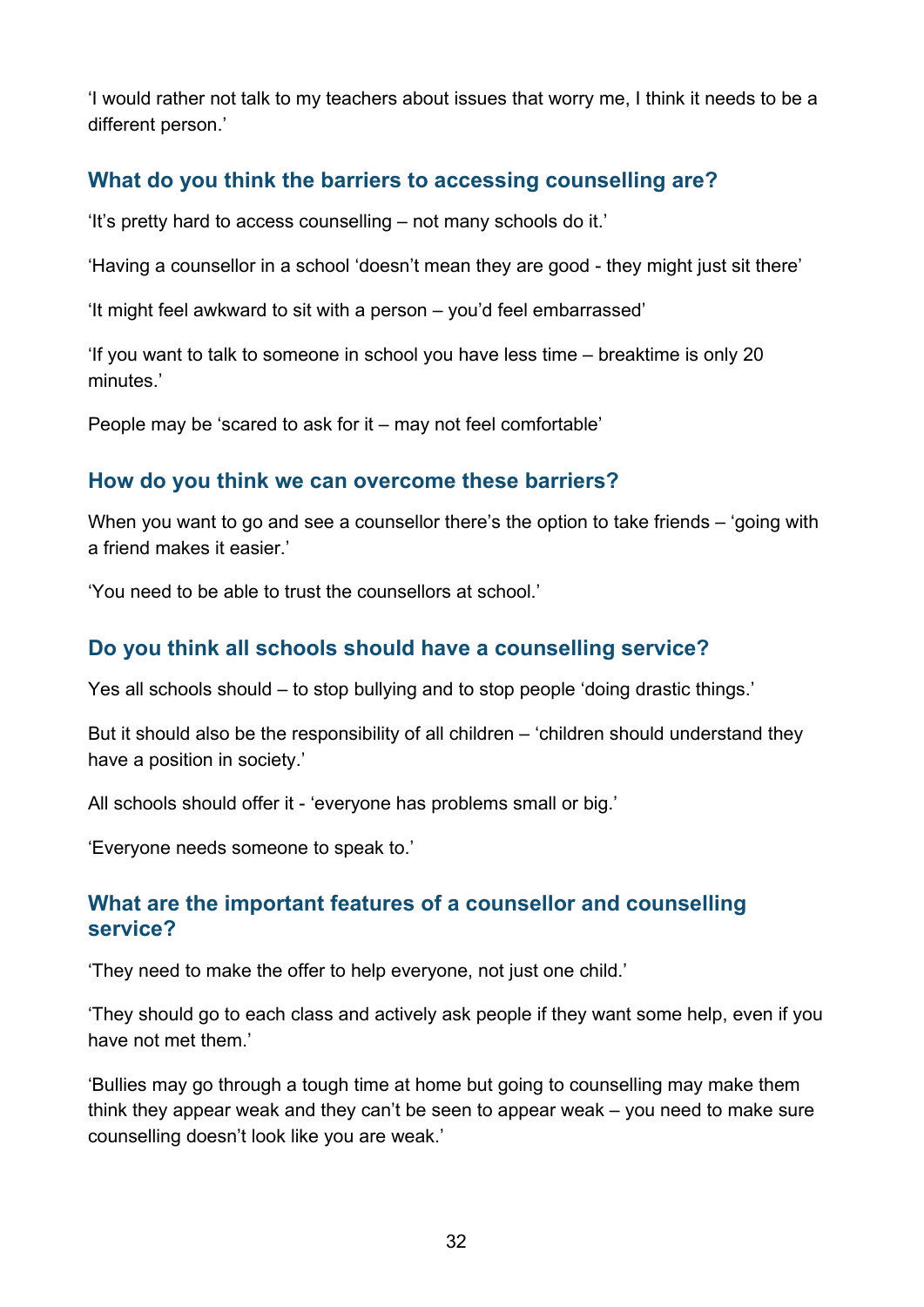'I would rather not talk to my teachers about issues that worry me, I think it needs to be a different person.'

### What do you think the barriers to accessing counselling are?

'It's pretty hard to access counselling – not many schools do it.'

'Having a counsellor in a school 'doesn't mean they are good - they might just sit there'

'It might feel awkward to sit with a person – you'd feel embarrassed'

'If you want to talk to someone in school you have less time – breaktime is only 20 minutes.'

People may be 'scared to ask for it – may not feel comfortable'

### How do you think we can overcome these barriers?

When you want to go and see a counsellor there's the option to take friends – 'going with a friend makes it easier.'

'You need to be able to trust the counsellors at school.'

### Do you think all schools should have a counselling service?

Yes all schools should – to stop bullying and to stop people 'doing drastic things.'

But it should also be the responsibility of all children – 'children should understand they have a position in society.'

All schools should offer it - 'everyone has problems small or big.'

'Everyone needs someone to speak to.'

### What are the important features of a counsellor and counselling service?

'They need to make the offer to help everyone, not just one child.'

'They should go to each class and actively ask people if they want some help, even if you have not met them.'

'Bullies may go through a tough time at home but going to counselling may make them think they appear weak and they can't be seen to appear weak – you need to make sure counselling doesn't look like you are weak.'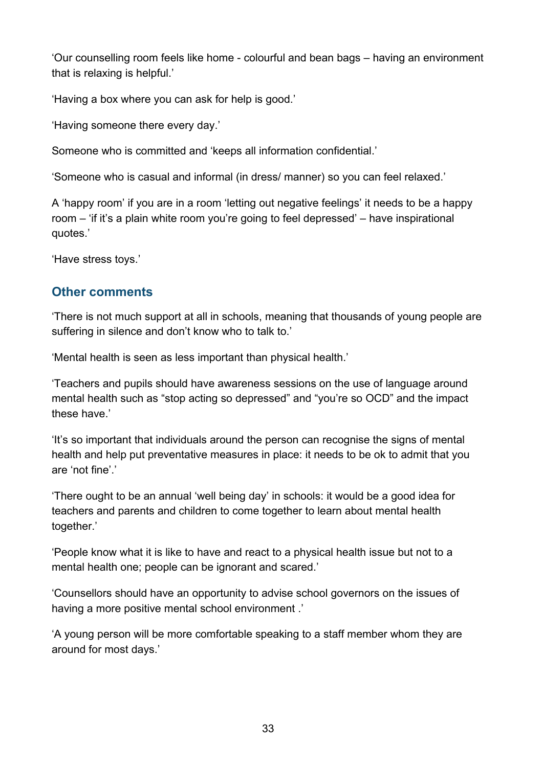'Our counselling room feels like home - colourful and bean bags – having an environment that is relaxing is helpful.'

'Having a box where you can ask for help is good.'

'Having someone there every day.'

Someone who is committed and 'keeps all information confidential.'

'Someone who is casual and informal (in dress/ manner) so you can feel relaxed.'

A 'happy room' if you are in a room 'letting out negative feelings' it needs to be a happy room – 'if it's a plain white room you're going to feel depressed' – have inspirational quotes.'

'Have stress toys.'

## Other comments

'There is not much support at all in schools, meaning that thousands of young people are suffering in silence and don't know who to talk to.'

'Mental health is seen as less important than physical health.'

'Teachers and pupils should have awareness sessions on the use of language around mental health such as "stop acting so depressed" and "you're so OCD" and the impact these have.'

'It's so important that individuals around the person can recognise the signs of mental health and help put preventative measures in place: it needs to be ok to admit that you are 'not fine'.'

'There ought to be an annual 'well being day' in schools: it would be a good idea for teachers and parents and children to come together to learn about mental health together.'

'People know what it is like to have and react to a physical health issue but not to a mental health one; people can be ignorant and scared.'

'Counsellors should have an opportunity to advise school governors on the issues of having a more positive mental school environment .'

'A young person will be more comfortable speaking to a staff member whom they are around for most days.'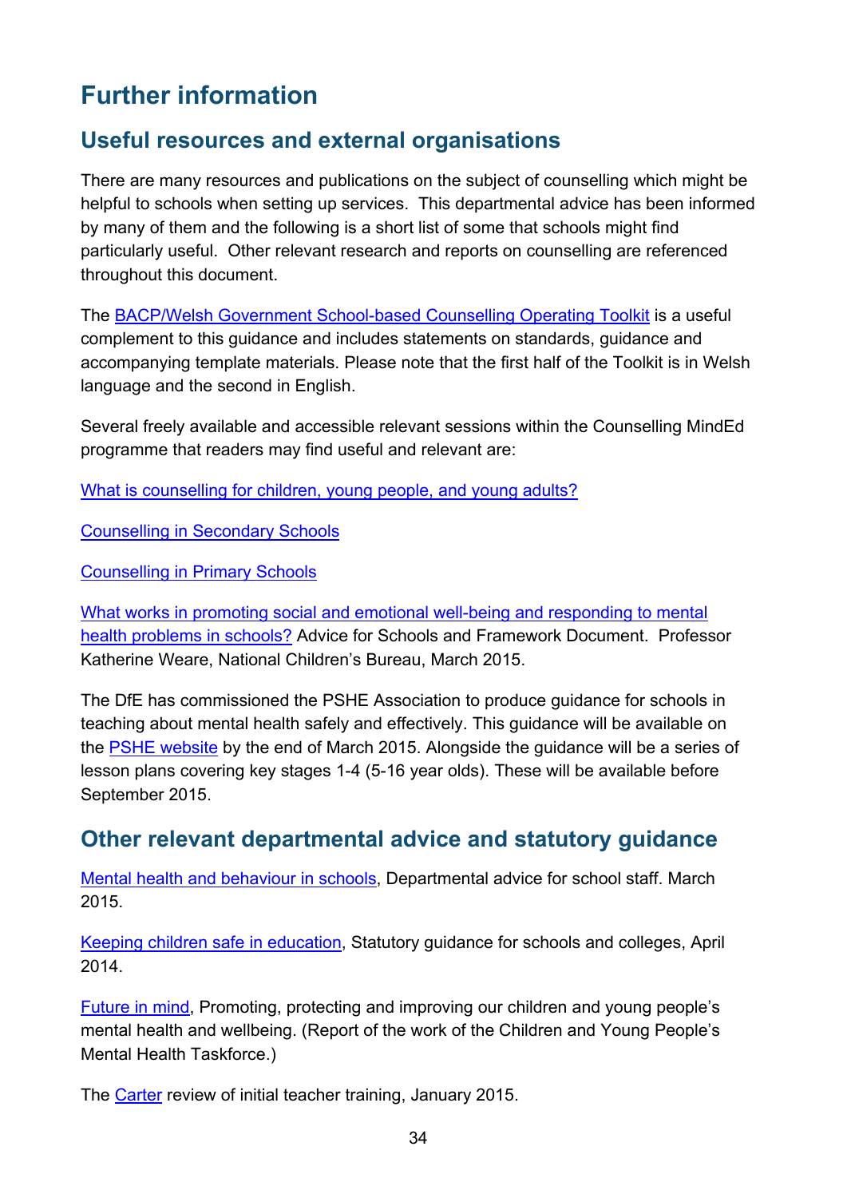# Further information

## Useful resources and external organisations

There are many resources and publications on the subject of counselling which might be helpful to schools when setting up services. This departmental advice has been informed by many of them and the following is a short list of some that schools might find particularly useful. Other relevant research and reports on counselling are referenced throughout this document.

The BACP/Welsh Government School-based Counselling Operating Toolkit is a useful complement to this guidance and includes statements on standards, guidance and accompanying template materials. Please note that the first half of the Toolkit is in Welsh language and the second in English.

Several freely available and accessible relevant sessions within the Counselling MindEd programme that readers may find useful and relevant are:

What is counselling for children, young people, and young adults?

Counselling in Secondary Schools

Counselling in Primary Schools

What works in promoting social and emotional well-being and responding to mental health problems in schools? Advice for Schools and Framework Document. Professor Katherine Weare, National Children's Bureau, March 2015.

The DfE has commissioned the PSHE Association to produce guidance for schools in teaching about mental health safely and effectively. This guidance will be available on the PSHE website by the end of March 2015. Alongside the guidance will be a series of lesson plans covering key stages 1-4 (5-16 year olds). These will be available before September 2015.

## Other relevant departmental advice and statutory guidance

Mental health and behaviour in schools, Departmental advice for school staff. March 2015.

Keeping children safe in education, Statutory guidance for schools and colleges, April 2014.

Future in mind, Promoting, protecting and improving our children and young people's mental health and wellbeing. (Report of the work of the Children and Young People's Mental Health Taskforce.)

The Carter review of initial teacher training, January 2015.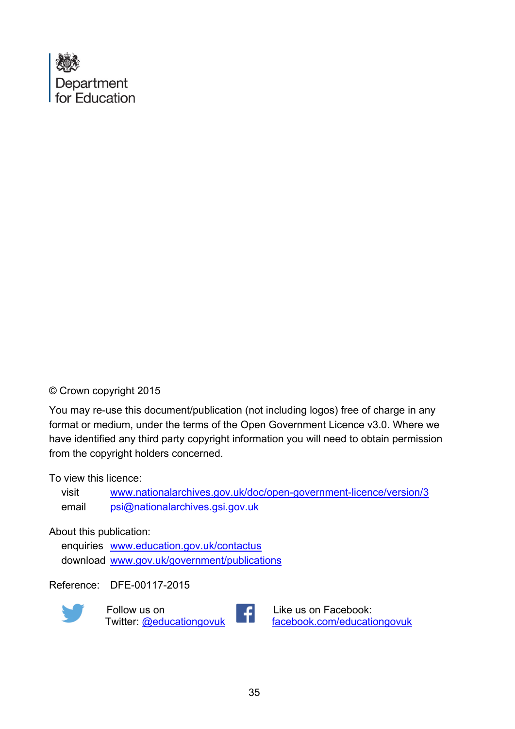Department for Education

© Crown copyright 2015

You may re-use this document/publication (not including logos) free of charge in any format or medium, under the terms of the Open Government Licence v3.0. Where we have identified any third party copyright information you will need to obtain permission from the copyright holders concerned.

To view this licence:
visit www.nationalarchives.gov.uk/doc/open-government-licence/version/3
email psi@nationalarchives.gsi.gov.uk

About this publication:
enquiries www.education.gov.uk/contactus
download www.gov.uk/government/publications

Reference: DFE-00117-2015

Follow us on Twitter: @educationgovuk

Like us on Facebook: facebook.com/educationgovuk